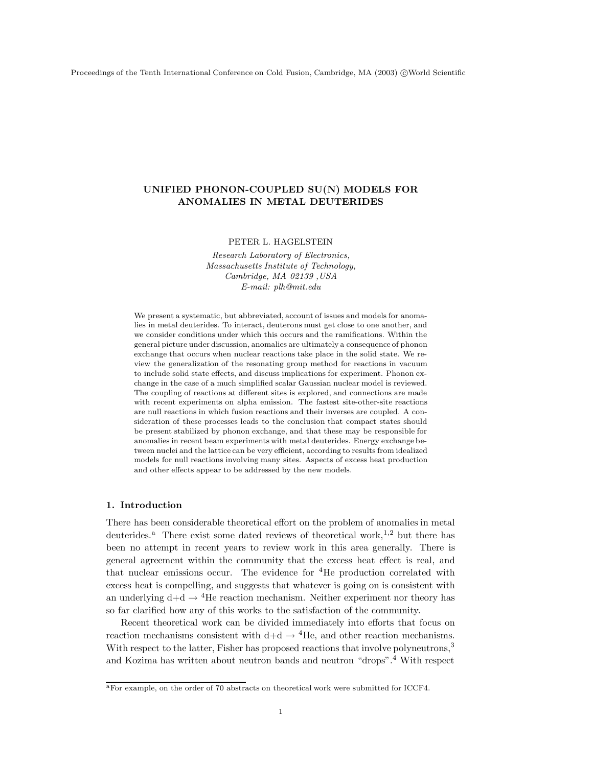# UNIFIED PHONON-COUPLED SU(N) MODELS FOR ANOMALIES IN METAL DEUTERIDES

PETER L. HAGELSTEIN

*Research Laboratory of Electronics,*
*Massachusetts Institute of Technology,*
*Cambridge, MA 02139 ,USA*
*E-mail: plh@mit.edu*

We present a systematic, but abbreviated, account of issues and models for anomalies in metal deuterides. To interact, deuterons must get close to one another, and we consider conditions under which this occurs and the ramifications. Within the general picture under discussion, anomalies are ultimately a consequence of phonon exchange that occurs when nuclear reactions take place in the solid state. We review the generalization of the resonating group method for reactions in vacuum to include solid state effects, and discuss implications for experiment. Phonon exchange in the case of a much simplified scalar Gaussian nuclear model is reviewed. The coupling of reactions at different sites is explored, and connections are made with recent experiments on alpha emission. The fastest site-other-site reactions are null reactions in which fusion reactions and their inverses are coupled. A consideration of these processes leads to the conclusion that compact states should be present stabilized by phonon exchange, and that these may be responsible for anomalies in recent beam experiments with metal deuterides. Energy exchange between nuclei and the lattice can be very efficient, according to results from idealized models for null reactions involving many sites. Aspects of excess heat production and other effects appear to be addressed by the new models.

## 1. Introduction

There has been considerable theoretical effort on the problem of anomalies in metal deuterides.[a] There exist some dated reviews of theoretical work,[1,2] but there has been no attempt in recent years to review work in this area generally. There is general agreement within the community that the excess heat effect is real, and that nuclear emissions occur. The evidence for $^4$He production correlated with excess heat is compelling, and suggests that whatever is going on is consistent with an underlying d+d $\rightarrow$ $^4$He reaction mechanism. Neither experiment nor theory has so far clarified how any of this works to the satisfaction of the community.

Recent theoretical work can be divided immediately into efforts that focus on reaction mechanisms consistent with d+d $\rightarrow$ $^4$He, and other reaction mechanisms. With respect to the latter, Fisher has proposed reactions that involve polyneutrons,[3] and Kozima has written about neutron bands and neutron "drops".[4] With respect

[a]For example, on the order of 70 abstracts on theoretical work were submitted for ICCF4.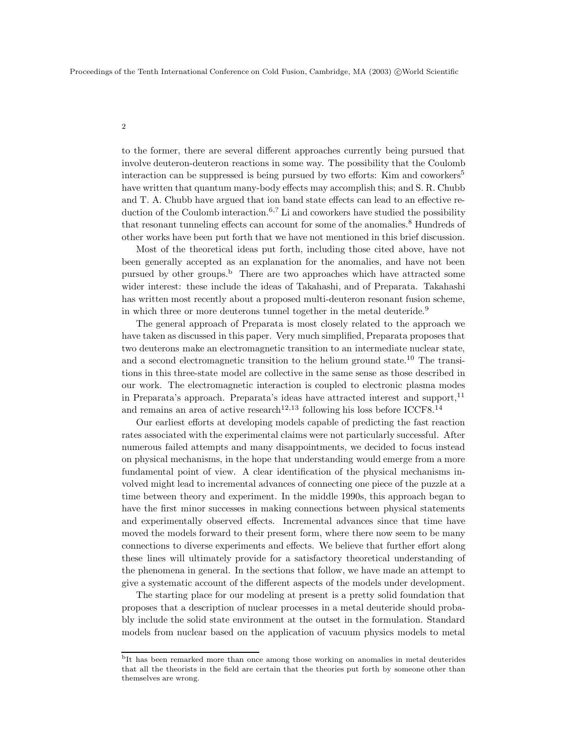to the former, there are several different approaches currently being pursued that involve deuteron-deuteron reactions in some way. The possibility that the Coulomb interaction can be suppressed is being pursued by two efforts: Kim and coworkers[5] have written that quantum many-body effects may accomplish this; and S. R. Chubb and T. A. Chubb have argued that ion band state effects can lead to an effective reduction of the Coulomb interaction.[6,?] Li and coworkers have studied the possibility that resonant tunneling effects can account for some of the anomalies.[8] Hundreds of other works have been put forth that we have not mentioned in this brief discussion.

Most of the theoretical ideas put forth, including those cited above, have not been generally accepted as an explanation for the anomalies, and have not been pursued by other groups.[b] There are two approaches which have attracted some wider interest: these include the ideas of Takahashi, and of Preparata. Takahashi has written most recently about a proposed multi-deuteron resonant fusion scheme, in which three or more deuterons tunnel together in the metal deuteride.[9]

The general approach of Preparata is most closely related to the approach we have taken as discussed in this paper. Very much simplified, Preparata proposes that two deuterons make an electromagnetic transition to an intermediate nuclear state, and a second electromagnetic transition to the helium ground state.[10] The transitions in this three-state model are collective in the same sense as those described in our work. The electromagnetic interaction is coupled to electronic plasma modes in Preparata's approach. Preparata's ideas have attracted interest and support,[11] and remains an area of active research[12,13] following his loss before ICCF8.[14]

Our earliest efforts at developing models capable of predicting the fast reaction rates associated with the experimental claims were not particularly successful. After numerous failed attempts and many disappointments, we decided to focus instead on physical mechanisms, in the hope that understanding would emerge from a more fundamental point of view. A clear identification of the physical mechanisms involved might lead to incremental advances of connecting one piece of the puzzle at a time between theory and experiment. In the middle 1990s, this approach began to have the first minor successes in making connections between physical statements and experimentally observed effects. Incremental advances since that time have moved the models forward to their present form, where there now seem to be many connections to diverse experiments and effects. We believe that further effort along these lines will ultimately provide for a satisfactory theoretical understanding of the phenomena in general. In the sections that follow, we have made an attempt to give a systematic account of the different aspects of the models under development.

The starting place for our modeling at present is a pretty solid foundation that proposes that a description of nuclear processes in a metal deuteride should probably include the solid state environment at the outset in the formulation. Standard models from nuclear based on the application of vacuum physics models to metal

[b] It has been remarked more than once among those working on anomalies in metal deuterides that all the theorists in the field are certain that the theories put forth by someone other than themselves are wrong.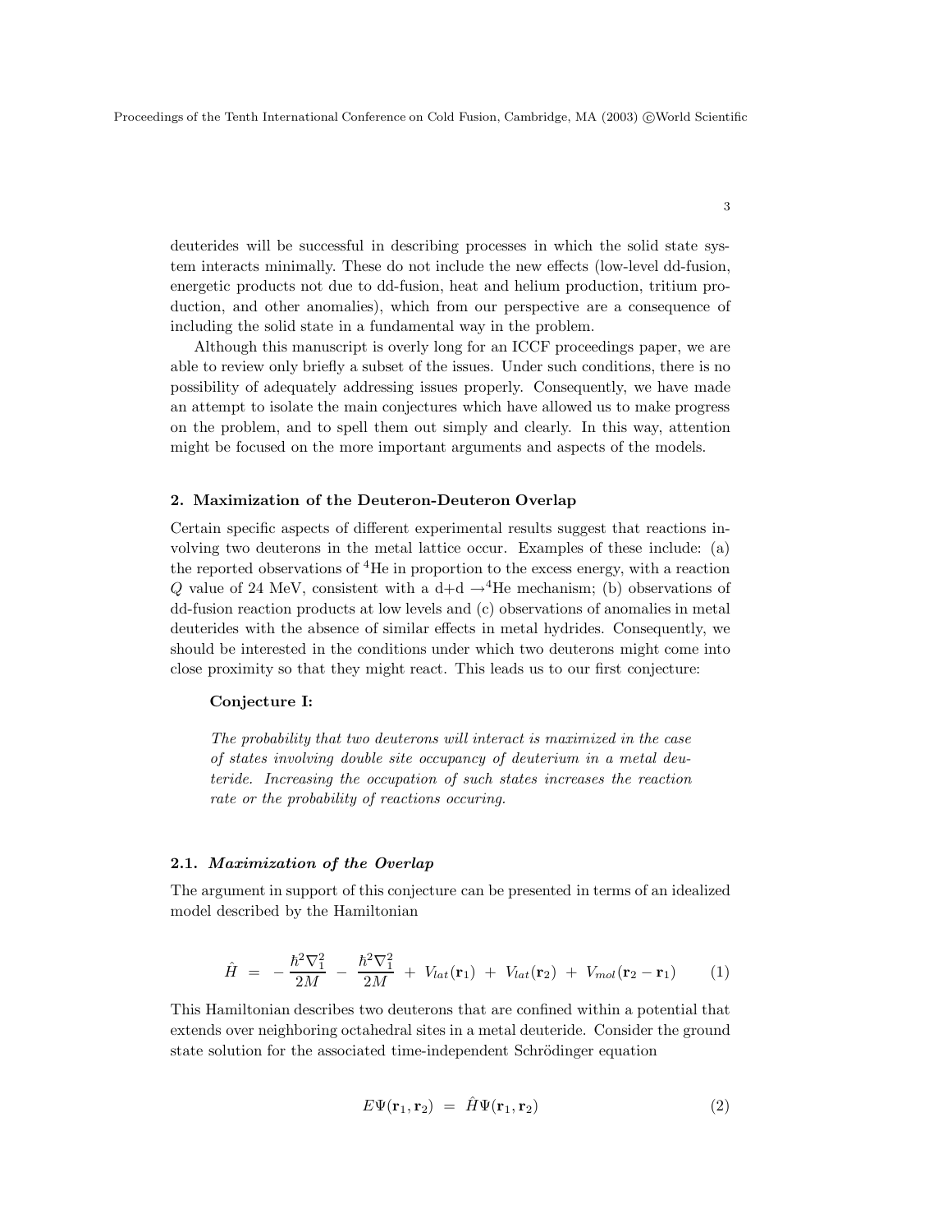deuterides will be successful in describing processes in which the solid state system interacts minimally. These do not include the new effects (low-level dd-fusion, energetic products not due to dd-fusion, heat and helium production, tritium production, and other anomalies), which from our perspective are a consequence of including the solid state in a fundamental way in the problem.

Although this manuscript is overly long for an ICCF proceedings paper, we are able to review only briefly a subset of the issues. Under such conditions, there is no possibility of adequately addressing issues properly. Consequently, we have made an attempt to isolate the main conjectures which have allowed us to make progress on the problem, and to spell them out simply and clearly. In this way, attention might be focused on the more important arguments and aspects of the models.

## 2. Maximization of the Deuteron-Deuteron Overlap

Certain specific aspects of different experimental results suggest that reactions involving two deuterons in the metal lattice occur. Examples of these include: (a) the reported observations of $^4$He in proportion to the excess energy, with a reaction $Q$ value of 24 MeV, consistent with a d+d $\rightarrow ^4$He mechanism; (b) observations of dd-fusion reaction products at low levels and (c) observations of anomalies in metal deuterides with the absence of similar effects in metal hydrides. Consequently, we should be interested in the conditions under which two deuterons might come into close proximity so that they might react. This leads us to our first conjecture:

**Conjecture I:**

*The probability that two deuterons will interact is maximized in the case of states involving double site occupancy of deuterium in a metal deuteride. Increasing the occupation of such states increases the reaction rate or the probability of reactions occuring.*

### 2.1. *Maximization of the Overlap*

The argument in support of this conjecture can be presented in terms of an idealized model described by the Hamiltonian

$$\hat{H} \;=\; -\frac{\hbar^2 \nabla_1^2}{2M} \;-\; \frac{\hbar^2 \nabla_1^2}{2M} \;+\; V_{lat}(\mathbf{r}_1) \;+\; V_{lat}(\mathbf{r}_2) \;+\; V_{mol}(\mathbf{r}_2 - \mathbf{r}_1) \qquad (1)$$

This Hamiltonian describes two deuterons that are confined within a potential that extends over neighboring octahedral sites in a metal deuteride. Consider the ground state solution for the associated time-independent Schrödinger equation

$$E\Psi(\mathbf{r}_1, \mathbf{r}_2) \;=\; \hat{H}\Psi(\mathbf{r}_1, \mathbf{r}_2) \qquad (2)$$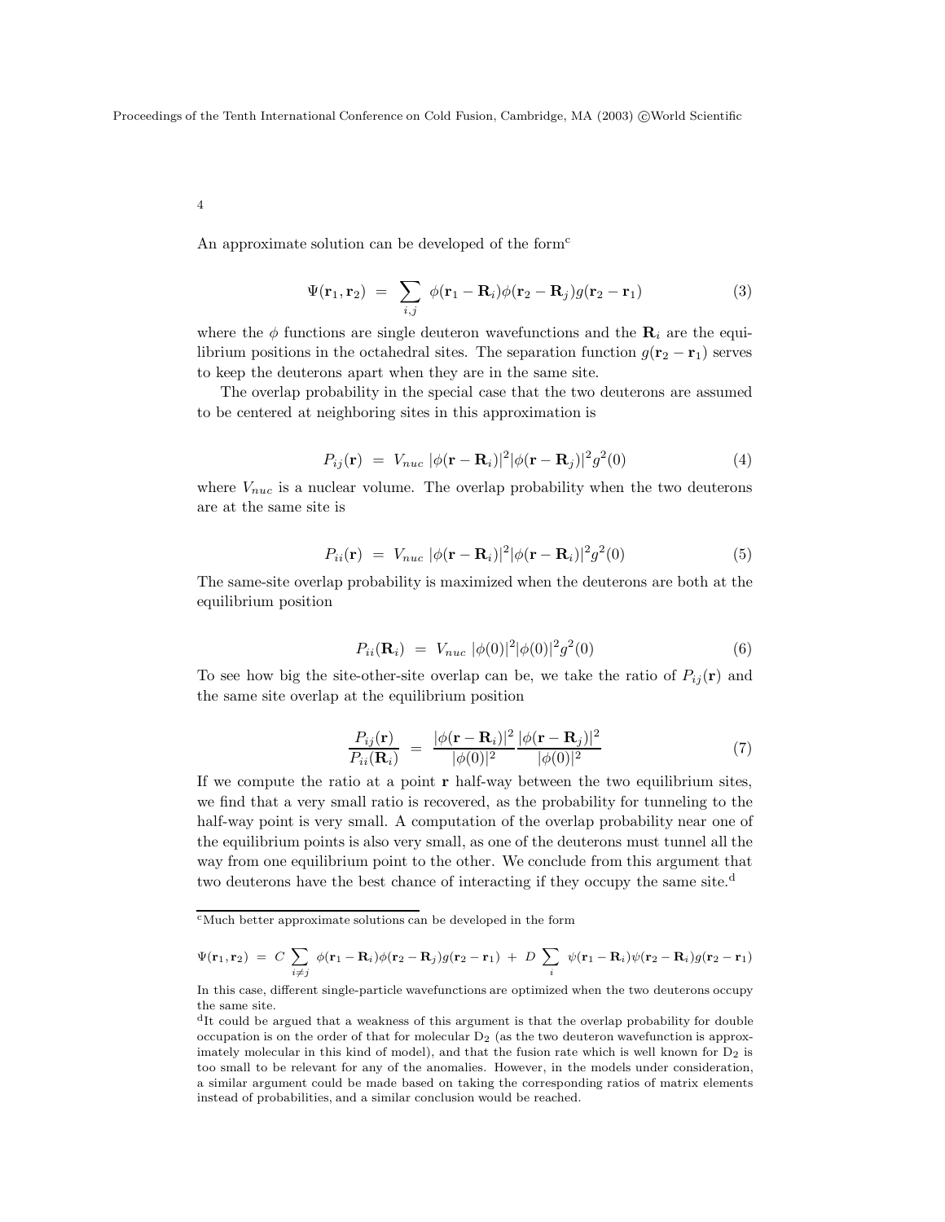An approximate solution can be developed of the form[c]

$$\Psi(\mathbf{r}_1, \mathbf{r}_2) \;=\; \sum_{i,j} \phi(\mathbf{r}_1 - \mathbf{R}_i)\phi(\mathbf{r}_2 - \mathbf{R}_j)g(\mathbf{r}_2 - \mathbf{r}_1) \tag{3}$$

where the $\phi$ functions are single deuteron wavefunctions and the $\mathbf{R}_i$ are the equilibrium positions in the octahedral sites. The separation function $g(\mathbf{r}_2 - \mathbf{r}_1)$ serves to keep the deuterons apart when they are in the same site.

The overlap probability in the special case that the two deuterons are assumed to be centered at neighboring sites in this approximation is

$$P_{ij}(\mathbf{r}) \;=\; V_{nuc}\; |\phi(\mathbf{r} - \mathbf{R}_i)|^2 |\phi(\mathbf{r} - \mathbf{R}_j)|^2 g^2(0) \tag{4}$$

where $V_{nuc}$ is a nuclear volume. The overlap probability when the two deuterons are at the same site is

$$P_{ii}(\mathbf{r}) \;=\; V_{nuc}\; |\phi(\mathbf{r} - \mathbf{R}_i)|^2 |\phi(\mathbf{r} - \mathbf{R}_i)|^2 g^2(0) \tag{5}$$

The same-site overlap probability is maximized when the deuterons are both at the equilibrium position

$$P_{ii}(\mathbf{R}_i) \;=\; V_{nuc}\; |\phi(0)|^2 |\phi(0)|^2 g^2(0) \tag{6}$$

To see how big the site-other-site overlap can be, we take the ratio of $P_{ij}(\mathbf{r})$ and the same site overlap at the equilibrium position

$$\frac{P_{ij}(\mathbf{r})}{P_{ii}(\mathbf{R}_i)} \;=\; \frac{|\phi(\mathbf{r} - \mathbf{R}_i)|^2}{|\phi(0)|^2}\frac{|\phi(\mathbf{r} - \mathbf{R}_j)|^2}{|\phi(0)|^2} \tag{7}$$

If we compute the ratio at a point $\mathbf{r}$ half-way between the two equilibrium sites, we find that a very small ratio is recovered, as the probability for tunneling to the half-way point is very small. A computation of the overlap probability near one of the equilibrium points is also very small, as one of the deuterons must tunnel all the way from one equilibrium point to the other. We conclude from this argument that two deuterons have the best chance of interacting if they occupy the same site.[d]

---

[c] Much better approximate solutions can be developed in the form

$$\Psi(\mathbf{r}_1, \mathbf{r}_2) \;=\; C \sum_{i \neq j} \phi(\mathbf{r}_1 - \mathbf{R}_i)\phi(\mathbf{r}_2 - \mathbf{R}_j)g(\mathbf{r}_2 - \mathbf{r}_1) \;+\; D \sum_{i} \psi(\mathbf{r}_1 - \mathbf{R}_i)\psi(\mathbf{r}_2 - \mathbf{R}_i)g(\mathbf{r}_2 - \mathbf{r}_1)$$

In this case, different single-particle wavefunctions are optimized when the two deuterons occupy the same site.

[d] It could be argued that a weakness of this argument is that the overlap probability for double occupation is on the order of that for molecular $D_2$ (as the two deuteron wavefunction is approximately molecular in this kind of model), and that the fusion rate which is well known for $D_2$ is too small to be relevant for any of the anomalies. However, in the models under consideration, a similar argument could be made based on taking the corresponding ratios of matrix elements instead of probabilities, and a similar conclusion would be reached.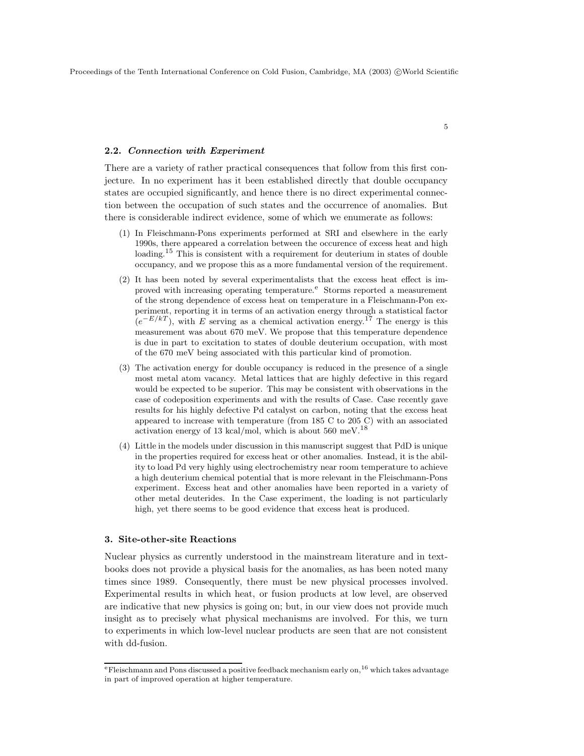### 2.2. *Connection with Experiment*

There are a variety of rather practical consequences that follow from this first conjecture. In no experiment has it been established directly that double occupancy states are occupied significantly, and hence there is no direct experimental connection between the occupation of such states and the occurrence of anomalies. But there is considerable indirect evidence, some of which we enumerate as follows:

1. In Fleischmann-Pons experiments performed at SRI and elsewhere in the early 1990s, there appeared a correlation between the occurence of excess heat and high loading.[15] This is consistent with a requirement for deuterium in states of double occupancy, and we propose this as a more fundamental version of the requirement.
2. It has been noted by several experimentalists that the excess heat effect is improved with increasing operating temperature.[e] Storms reported a measurement of the strong dependence of excess heat on temperature in a Fleischmann-Pon experiment, reporting it in terms of an activation energy through a statistical factor ($e^{-E/kT}$), with $E$ serving as a chemical activation energy.[17] The energy is this measurement was about 670 meV. We propose that this temperature dependence is due in part to excitation to states of double deuterium occupation, with most of the 670 meV being associated with this particular kind of promotion.
3. The activation energy for double occupancy is reduced in the presence of a single most metal atom vacancy. Metal lattices that are highly defective in this regard would be expected to be superior. This may be consistent with observations in the case of codeposition experiments and with the results of Case. Case recently gave results for his highly defective Pd catalyst on carbon, noting that the excess heat appeared to increase with temperature (from 185 C to 205 C) with an associated activation energy of 13 kcal/mol, which is about 560 meV.[18]
4. Little in the models under discussion in this manuscript suggest that PdD is unique in the properties required for excess heat or other anomalies. Instead, it is the ability to load Pd very highly using electrochemistry near room temperature to achieve a high deuterium chemical potential that is more relevant in the Fleischmann-Pons experiment. Excess heat and other anomalies have been reported in a variety of other metal deuterides. In the Case experiment, the loading is not particularly high, yet there seems to be good evidence that excess heat is produced.

## 3. Site-other-site Reactions

Nuclear physics as currently understood in the mainstream literature and in textbooks does not provide a physical basis for the anomalies, as has been noted many times since 1989. Consequently, there must be new physical processes involved. Experimental results in which heat, or fusion products at low level, are observed are indicative that new physics is going on; but, in our view does not provide much insight as to precisely what physical mechanisms are involved. For this, we turn to experiments in which low-level nuclear products are seen that are not consistent with dd-fusion.

---

[e] Fleischmann and Pons discussed a positive feedback mechanism early on,[16] which takes advantage in part of improved operation at higher temperature.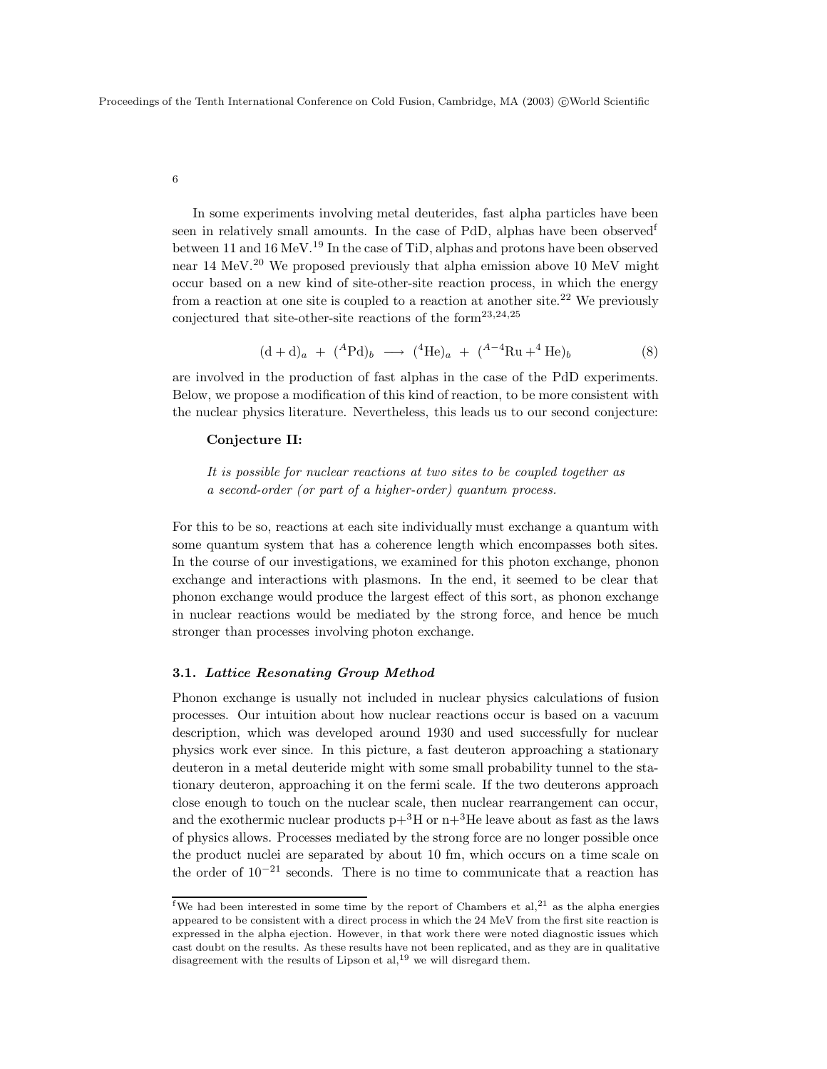In some experiments involving metal deuterides, fast alpha particles have been seen in relatively small amounts. In the case of PdD, alphas have been observed[f] between 11 and 16 MeV.[19] In the case of TiD, alphas and protons have been observed near 14 MeV.[20] We proposed previously that alpha emission above 10 MeV might occur based on a new kind of site-other-site reaction process, in which the energy from a reaction at one site is coupled to a reaction at another site.[22] We previously conjectured that site-other-site reactions of the form[23,24,25]

$$(\mathrm{d}+\mathrm{d})_a \ + \ ({}^{A}\mathrm{Pd})_b \ \longrightarrow \ ({}^{4}\mathrm{He})_a \ + \ ({}^{A-4}\mathrm{Ru} + {}^{4}\mathrm{He})_b \tag{8}$$

are involved in the production of fast alphas in the case of the PdD experiments. Below, we propose a modification of this kind of reaction, to be more consistent with the nuclear physics literature. Nevertheless, this leads us to our second conjecture:

**Conjecture II:**

*It is possible for nuclear reactions at two sites to be coupled together as a second-order (or part of a higher-order) quantum process.*

For this to be so, reactions at each site individually must exchange a quantum with some quantum system that has a coherence length which encompasses both sites. In the course of our investigations, we examined for this photon exchange, phonon exchange and interactions with plasmons. In the end, it seemed to be clear that phonon exchange would produce the largest effect of this sort, as phonon exchange in nuclear reactions would be mediated by the strong force, and hence be much stronger than processes involving photon exchange.

### 3.1. *Lattice Resonating Group Method*

Phonon exchange is usually not included in nuclear physics calculations of fusion processes. Our intuition about how nuclear reactions occur is based on a vacuum description, which was developed around 1930 and used successfully for nuclear physics work ever since. In this picture, a fast deuteron approaching a stationary deuteron in a metal deuteride might with some small probability tunnel to the stationary deuteron, approaching it on the fermi scale. If the two deuterons approach close enough to touch on the nuclear scale, then nuclear rearrangement can occur, and the exothermic nuclear products p+$^3$H or n+$^3$He leave about as fast as the laws of physics allows. Processes mediated by the strong force are no longer possible once the product nuclei are separated by about 10 fm, which occurs on a time scale on the order of $10^{-21}$ seconds. There is no time to communicate that a reaction has

[f] We had been interested in some time by the report of Chambers et al,[21] as the alpha energies appeared to be consistent with a direct process in which the 24 MeV from the first site reaction is expressed in the alpha ejection. However, in that work there were noted diagnostic issues which cast doubt on the results. As these results have not been replicated, and as they are in qualitative disagreement with the results of Lipson et al,[19] we will disregard them.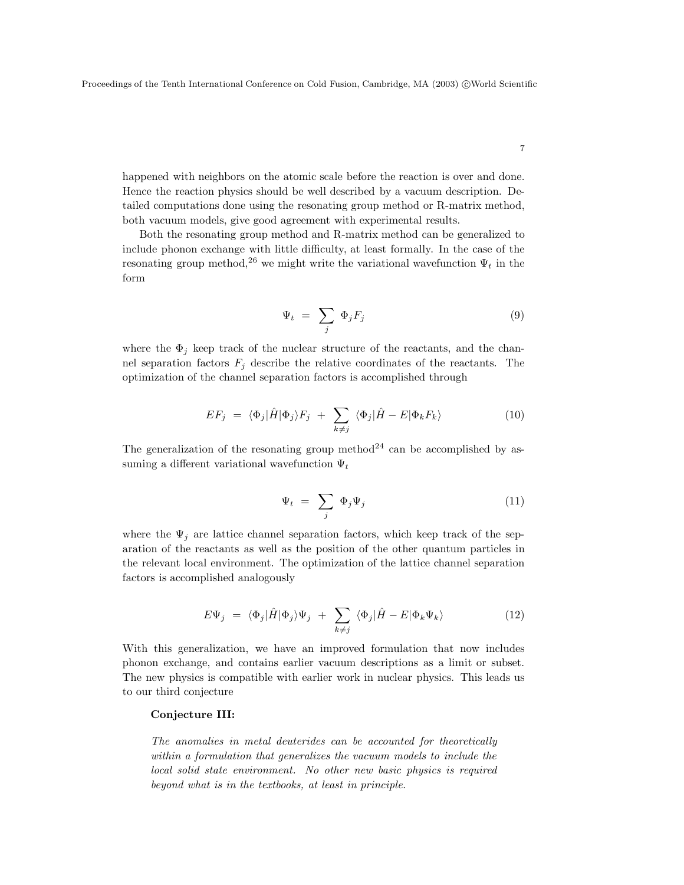happened with neighbors on the atomic scale before the reaction is over and done. Hence the reaction physics should be well described by a vacuum description. Detailed computations done using the resonating group method or R-matrix method, both vacuum models, give good agreement with experimental results.

Both the resonating group method and R-matrix method can be generalized to include phonon exchange with little difficulty, at least formally. In the case of the resonating group method,[26] we might write the variational wavefunction $\Psi_t$ in the form

$$\Psi_t \;=\; \sum_j \; \Phi_j F_j \tag{9}$$

where the $\Phi_j$ keep track of the nuclear structure of the reactants, and the channel separation factors $F_j$ describe the relative coordinates of the reactants. The optimization of the channel separation factors is accomplished through

$$E F_j \;=\; \langle \Phi_j | \hat{H} | \Phi_j \rangle F_j \;+\; \sum_{k \neq j} \; \langle \Phi_j | \hat{H} - E | \Phi_k F_k \rangle \tag{10}$$

The generalization of the resonating group method[24] can be accomplished by assuming a different variational wavefunction $\Psi_t$

$$\Psi_t \;=\; \sum_j \; \Phi_j \Psi_j \tag{11}$$

where the $\Psi_j$ are lattice channel separation factors, which keep track of the separation of the reactants as well as the position of the other quantum particles in the relevant local environment. The optimization of the lattice channel separation factors is accomplished analogously

$$E \Psi_j \;=\; \langle \Phi_j | \hat{H} | \Phi_j \rangle \Psi_j \;+\; \sum_{k \neq j} \; \langle \Phi_j | \hat{H} - E | \Phi_k \Psi_k \rangle \tag{12}$$

With this generalization, we have an improved formulation that now includes phonon exchange, and contains earlier vacuum descriptions as a limit or subset. The new physics is compatible with earlier work in nuclear physics. This leads us to our third conjecture

**Conjecture III:**

*The anomalies in metal deuterides can be accounted for theoretically within a formulation that generalizes the vacuum models to include the local solid state environment. No other new basic physics is required beyond what is in the textbooks, at least in principle.*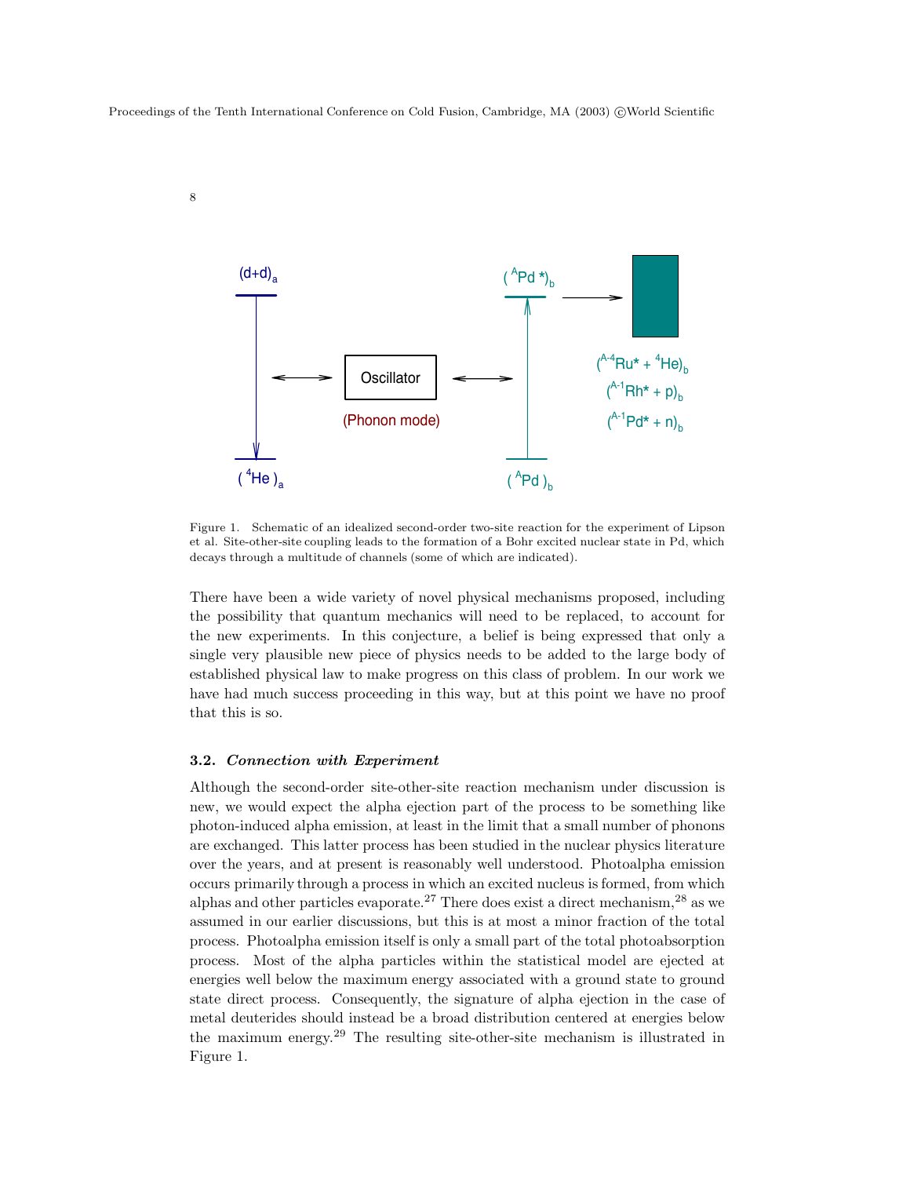Figure 1. Schematic of an idealized second-order two-site reaction for the experiment of Lipson et al. Site-other-site coupling leads to the formation of a Bohr excited nuclear state in Pd, which decays through a multitude of channels (some of which are indicated).

There have been a wide variety of novel physical mechanisms proposed, including the possibility that quantum mechanics will need to be replaced, to account for the new experiments. In this conjecture, a belief is being expressed that only a single very plausible new piece of physics needs to be added to the large body of established physical law to make progress on this class of problem. In our work we have had much success proceeding in this way, but at this point we have no proof that this is so.

### 3.2. *Connection with Experiment*

Although the second-order site-other-site reaction mechanism under discussion is new, we would expect the alpha ejection part of the process to be something like photon-induced alpha emission, at least in the limit that a small number of phonons are exchanged. This latter process has been studied in the nuclear physics literature over the years, and at present is reasonably well understood. Photoalpha emission occurs primarily through a process in which an excited nucleus is formed, from which alphas and other particles evaporate.[27] There does exist a direct mechanism,[28] as we assumed in our earlier discussions, but this is at most a minor fraction of the total process. Photoalpha emission itself is only a small part of the total photoabsorption process. Most of the alpha particles within the statistical model are ejected at energies well below the maximum energy associated with a ground state to ground state direct process. Consequently, the signature of alpha ejection in the case of metal deuterides should instead be a broad distribution centered at energies below the maximum energy.[29] The resulting site-other-site mechanism is illustrated in Figure 1.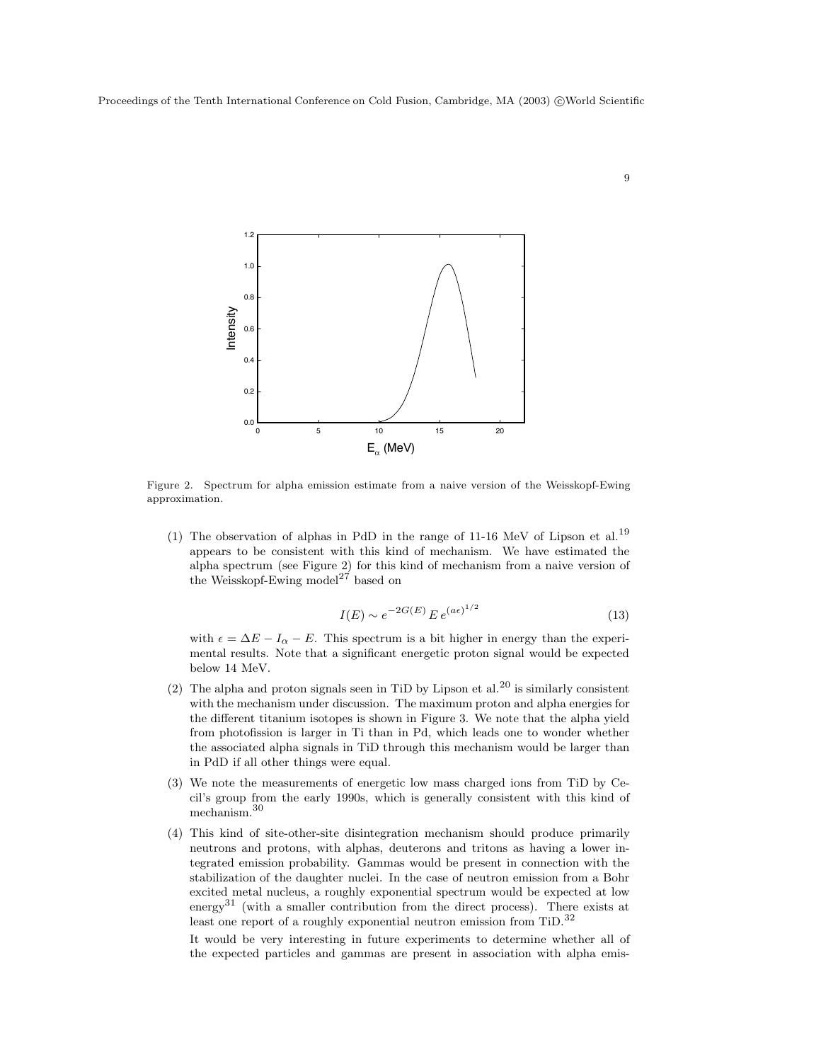Figure 2. Spectrum for alpha emission estimate from a naive version of the Weisskopf-Ewing approximation.

(1) The observation of alphas in PdD in the range of 11-16 MeV of Lipson et al.[19] appears to be consistent with this kind of mechanism. We have estimated the alpha spectrum (see Figure 2) for this kind of mechanism from a naive version of the Weisskopf-Ewing model[27] based on

$$I(E) \sim e^{-2G(E)} \, E \, e^{(a\epsilon)^{1/2}} \tag{13}$$

with $\epsilon = \Delta E - I_\alpha - E$. This spectrum is a bit higher in energy than the experimental results. Note that a significant energetic proton signal would be expected below 14 MeV.

(2) The alpha and proton signals seen in TiD by Lipson et al.[20] is similarly consistent with the mechanism under discussion. The maximum proton and alpha energies for the different titanium isotopes is shown in Figure 3. We note that the alpha yield from photofission is larger in Ti than in Pd, which leads one to wonder whether the associated alpha signals in TiD through this mechanism would be larger than in PdD if all other things were equal.

(3) We note the measurements of energetic low mass charged ions from TiD by Cecil's group from the early 1990s, which is generally consistent with this kind of mechanism.[30]

(4) This kind of site-other-site disintegration mechanism should produce primarily neutrons and protons, with alphas, deuterons and tritons as having a lower integrated emission probability. Gammas would be present in connection with the stabilization of the daughter nuclei. In the case of neutron emission from a Bohr excited metal nucleus, a roughly exponential spectrum would be expected at low energy[31] (with a smaller contribution from the direct process). There exists at least one report of a roughly exponential neutron emission from TiD.[32]

It would be very interesting in future experiments to determine whether all of the expected particles and gammas are present in association with alpha emis-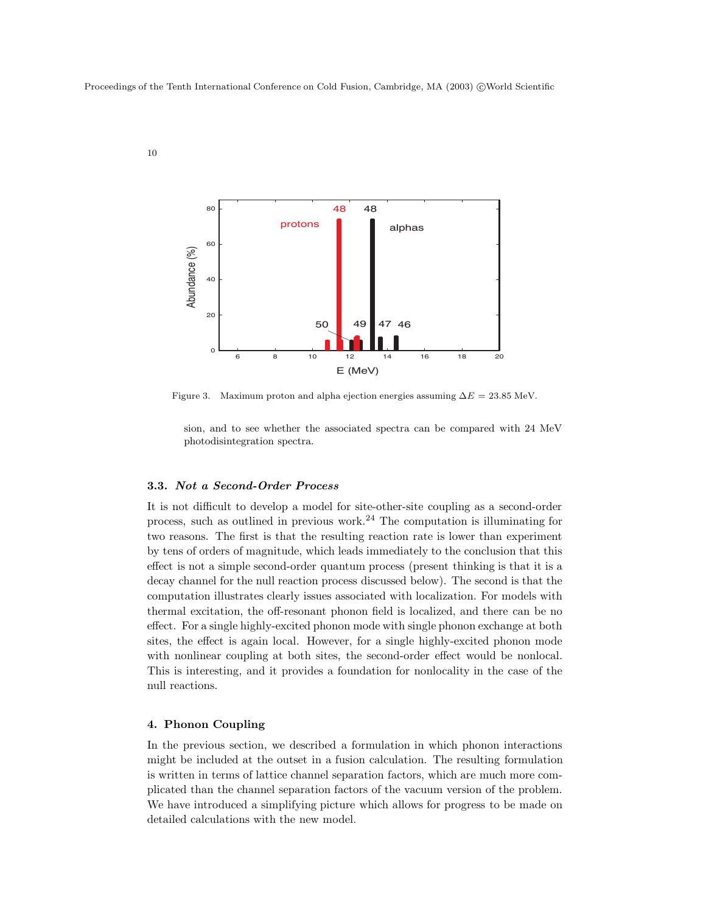Figure 3. Maximum proton and alpha ejection energies assuming $\Delta E = 23.85$ MeV.

sion, and to see whether the associated spectra can be compared with 24 MeV photodisintegration spectra.

### 3.3. *Not a Second-Order Process*

It is not difficult to develop a model for site-other-site coupling as a second-order process, such as outlined in previous work.[24] The computation is illuminating for two reasons. The first is that the resulting reaction rate is lower than experiment by tens of orders of magnitude, which leads immediately to the conclusion that this effect is not a simple second-order quantum process (present thinking is that it is a decay channel for the null reaction process discussed below). The second is that the computation illustrates clearly issues associated with localization. For models with thermal excitation, the off-resonant phonon field is localized, and there can be no effect. For a single highly-excited phonon mode with single phonon exchange at both sites, the effect is again local. However, for a single highly-excited phonon mode with nonlinear coupling at both sites, the second-order effect would be nonlocal. This is interesting, and it provides a foundation for nonlocality in the case of the null reactions.

## 4. Phonon Coupling

In the previous section, we described a formulation in which phonon interactions might be included at the outset in a fusion calculation. The resulting formulation is written in terms of lattice channel separation factors, which are much more complicated than the channel separation factors of the vacuum version of the problem. We have introduced a simplifying picture which allows for progress to be made on detailed calculations with the new model.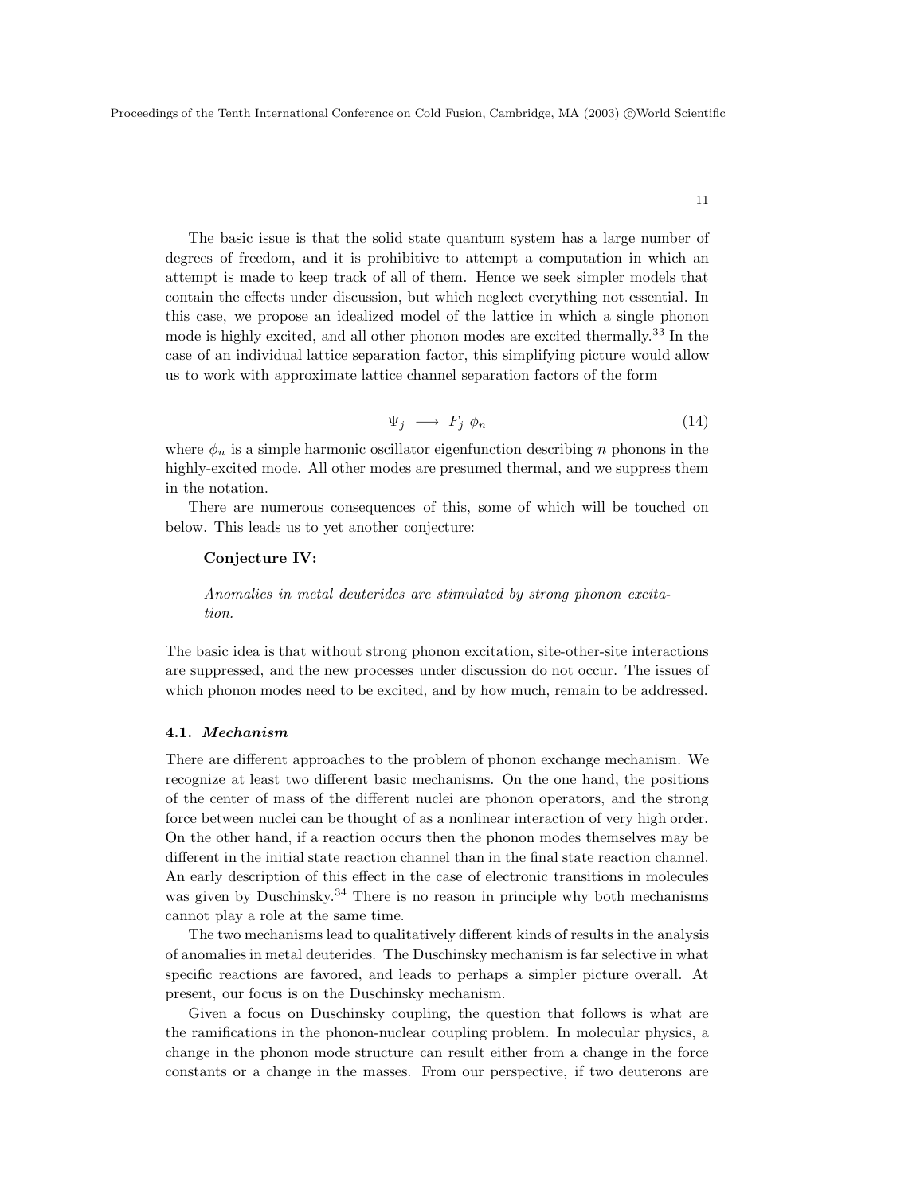The basic issue is that the solid state quantum system has a large number of degrees of freedom, and it is prohibitive to attempt a computation in which an attempt is made to keep track of all of them. Hence we seek simpler models that contain the effects under discussion, but which neglect everything not essential. In this case, we propose an idealized model of the lattice in which a single phonon mode is highly excited, and all other phonon modes are excited thermally.[33] In the case of an individual lattice separation factor, this simplifying picture would allow us to work with approximate lattice channel separation factors of the form

$$\Psi_j \longrightarrow F_j \; \phi_n \tag{14}$$

where $\phi_n$ is a simple harmonic oscillator eigenfunction describing $n$ phonons in the highly-excited mode. All other modes are presumed thermal, and we suppress them in the notation.

There are numerous consequences of this, some of which will be touched on below. This leads us to yet another conjecture:

**Conjecture IV:**

*Anomalies in metal deuterides are stimulated by strong phonon excitation.*

The basic idea is that without strong phonon excitation, site-other-site interactions are suppressed, and the new processes under discussion do not occur. The issues of which phonon modes need to be excited, and by how much, remain to be addressed.

### 4.1. *Mechanism*

There are different approaches to the problem of phonon exchange mechanism. We recognize at least two different basic mechanisms. On the one hand, the positions of the center of mass of the different nuclei are phonon operators, and the strong force between nuclei can be thought of as a nonlinear interaction of very high order. On the other hand, if a reaction occurs then the phonon modes themselves may be different in the initial state reaction channel than in the final state reaction channel. An early description of this effect in the case of electronic transitions in molecules was given by Duschinsky.[34] There is no reason in principle why both mechanisms cannot play a role at the same time.

The two mechanisms lead to qualitatively different kinds of results in the analysis of anomalies in metal deuterides. The Duschinsky mechanism is far selective in what specific reactions are favored, and leads to perhaps a simpler picture overall. At present, our focus is on the Duschinsky mechanism.

Given a focus on Duschinsky coupling, the question that follows is what are the ramifications in the phonon-nuclear coupling problem. In molecular physics, a change in the phonon mode structure can result either from a change in the force constants or a change in the masses. From our perspective, if two deuterons are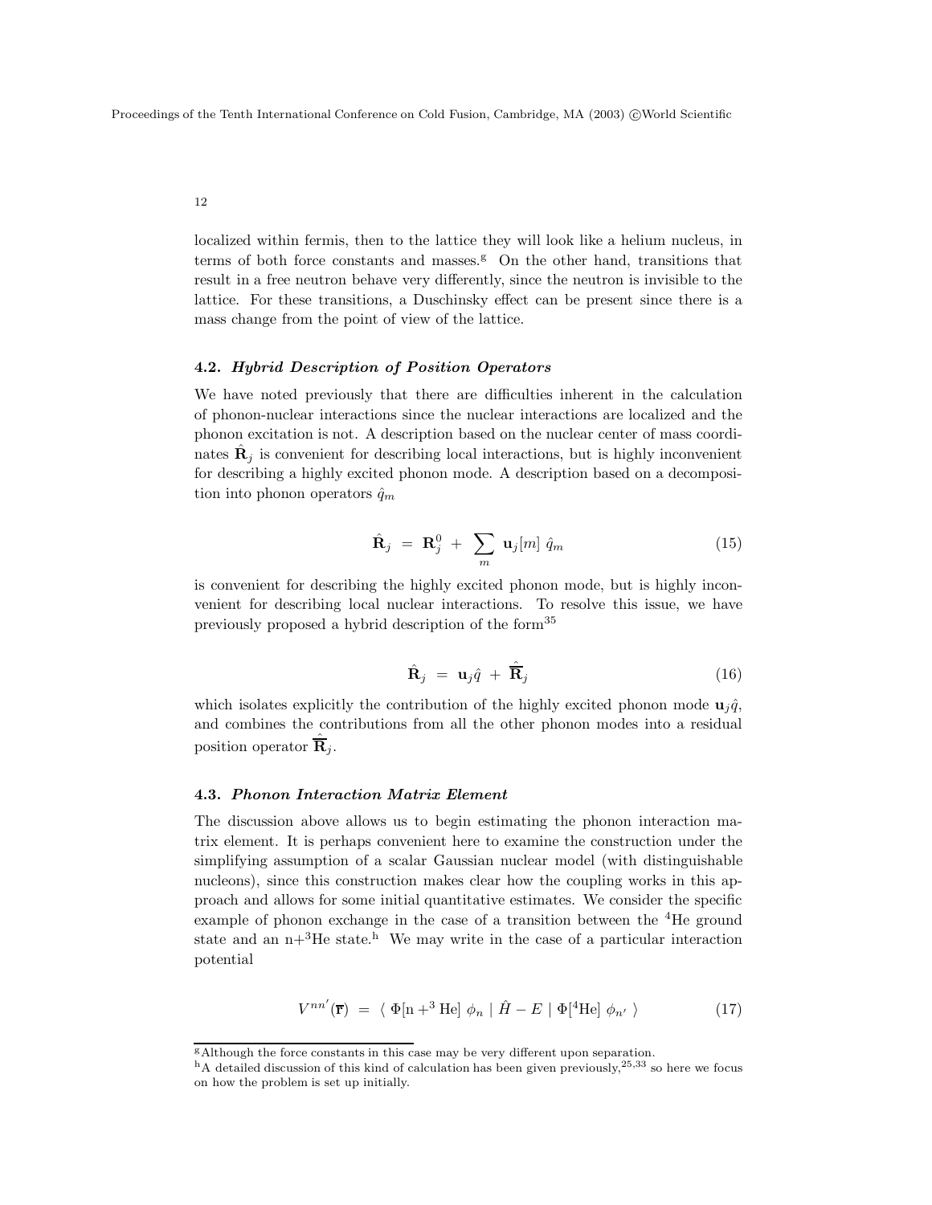localized within fermis, then to the lattice they will look like a helium nucleus, in terms of both force constants and masses.[g] On the other hand, transitions that result in a free neutron behave very differently, since the neutron is invisible to the lattice. For these transitions, a Duschinsky effect can be present since there is a mass change from the point of view of the lattice.

### 4.2. *Hybrid Description of Position Operators*

We have noted previously that there are difficulties inherent in the calculation of phonon-nuclear interactions since the nuclear interactions are localized and the phonon excitation is not. A description based on the nuclear center of mass coordinates $\hat{\mathbf{R}}_j$ is convenient for describing local interactions, but is highly inconvenient for describing a highly excited phonon mode. A description based on a decomposition into phonon operators $\hat{q}_m$

$$\hat{\mathbf{R}}_j \ = \ \mathbf{R}_j^0 \ + \ \sum_m \ \mathbf{u}_j[m] \ \hat{q}_m \tag{15}$$

is convenient for describing the highly excited phonon mode, but is highly inconvenient for describing local nuclear interactions. To resolve this issue, we have previously proposed a hybrid description of the form[35]

$$\hat{\mathbf{R}}_j \ = \ \mathbf{u}_j \hat{q} \ + \ \hat{\overline{\mathbf{R}}}_j \tag{16}$$

which isolates explicitly the contribution of the highly excited phonon mode $\mathbf{u}_j \hat{q}$, and combines the contributions from all the other phonon modes into a residual position operator $\hat{\overline{\mathbf{R}}}_j$.

### 4.3. *Phonon Interaction Matrix Element*

The discussion above allows us to begin estimating the phonon interaction matrix element. It is perhaps convenient here to examine the construction under the simplifying assumption of a scalar Gaussian nuclear model (with distinguishable nucleons), since this construction makes clear how the coupling works in this approach and allows for some initial quantitative estimates. We consider the specific example of phonon exchange in the case of a transition between the $^4$He ground state and an n+$^3$He state.[h] We may write in the case of a particular interaction potential

$$V^{nn'}(\overline{\mathbf{r}}) \ = \ \langle \ \Phi[\mathrm{n} + ^3\mathrm{He}] \ \phi_n \ | \ \hat{H} - E \ | \ \Phi[^4\mathrm{He}] \ \phi_{n'} \ \rangle \tag{17}$$

[g] Although the force constants in this case may be very different upon separation.

[h] A detailed discussion of this kind of calculation has been given previously,[25,33] so here we focus on how the problem is set up initially.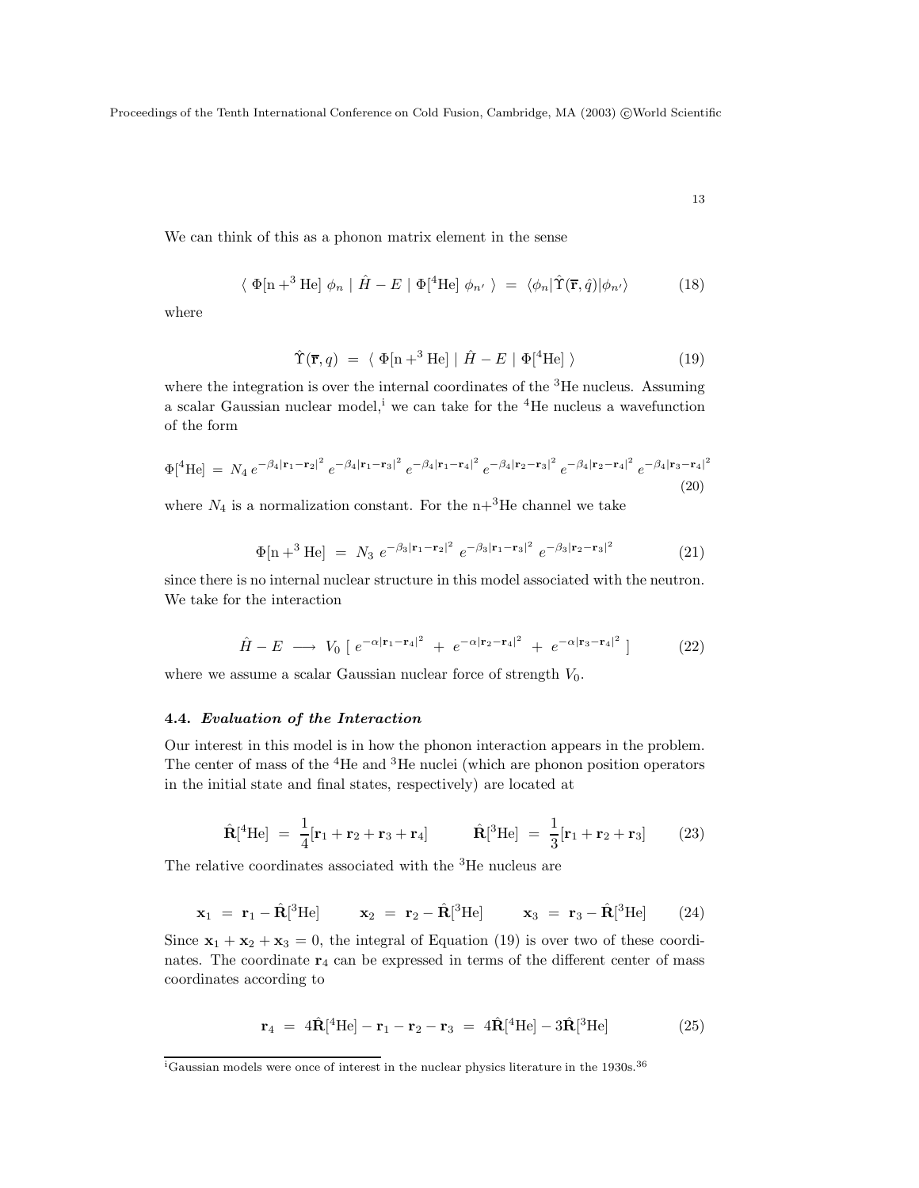We can think of this as a phonon matrix element in the sense

$$\langle\ \Phi[\mathrm{n} + ^3\mathrm{He}]\ \phi_n\ |\ \hat{H} - E\ |\ \Phi[^4\mathrm{He}]\ \phi_{n'}\ \rangle\ =\ \langle \phi_n | \hat{\Upsilon}(\overline{\mathbf{r}}, \hat{q}) | \phi_{n'} \rangle \tag{18}$$

where

$$\hat{\Upsilon}(\overline{\mathbf{r}}, q)\ =\ \langle\ \Phi[\mathrm{n} + ^3\mathrm{He}]\ |\ \hat{H} - E\ |\ \Phi[^4\mathrm{He}]\ \rangle \tag{19}$$

where the integration is over the internal coordinates of the $^3$He nucleus. Assuming a scalar Gaussian nuclear model,[i] we can take for the $^4$He nucleus a wavefunction of the form

$$\Phi[^4\mathrm{He}]\ =\ N_4\, e^{-\beta_4|\mathbf{r}_1-\mathbf{r}_2|^2}\ e^{-\beta_4|\mathbf{r}_1-\mathbf{r}_3|^2}\ e^{-\beta_4|\mathbf{r}_1-\mathbf{r}_4|^2}\ e^{-\beta_4|\mathbf{r}_2-\mathbf{r}_3|^2}\ e^{-\beta_4|\mathbf{r}_2-\mathbf{r}_4|^2}\ e^{-\beta_4|\mathbf{r}_3-\mathbf{r}_4|^2} \tag{20}$$

where $N_4$ is a normalization constant. For the n+$^3$He channel we take

$$\Phi[\mathrm{n} + ^3\mathrm{He}]\ =\ N_3\ e^{-\beta_3|\mathbf{r}_1-\mathbf{r}_2|^2}\ e^{-\beta_3|\mathbf{r}_1-\mathbf{r}_3|^2}\ e^{-\beta_3|\mathbf{r}_2-\mathbf{r}_3|^2} \tag{21}$$

since there is no internal nuclear structure in this model associated with the neutron. We take for the interaction

$$\hat{H} - E\ \longrightarrow\ V_0\ [\ e^{-\alpha|\mathbf{r}_1-\mathbf{r}_4|^2}\ +\ e^{-\alpha|\mathbf{r}_2-\mathbf{r}_4|^2}\ +\ e^{-\alpha|\mathbf{r}_3-\mathbf{r}_4|^2}\ ] \tag{22}$$

where we assume a scalar Gaussian nuclear force of strength $V_0$.

### 4.4. *Evaluation of the Interaction*

Our interest in this model is in how the phonon interaction appears in the problem. The center of mass of the $^4$He and $^3$He nuclei (which are phonon position operators in the initial state and final states, respectively) are located at

$$\hat{\mathbf{R}}[^4\mathrm{He}]\ =\ \frac{1}{4}[\mathbf{r}_1 + \mathbf{r}_2 + \mathbf{r}_3 + \mathbf{r}_4] \qquad \hat{\mathbf{R}}[^3\mathrm{He}]\ =\ \frac{1}{3}[\mathbf{r}_1 + \mathbf{r}_2 + \mathbf{r}_3] \tag{23}$$

The relative coordinates associated with the $^3$He nucleus are

$$\mathbf{x}_1\ =\ \mathbf{r}_1 - \hat{\mathbf{R}}[^3\mathrm{He}] \qquad \mathbf{x}_2\ =\ \mathbf{r}_2 - \hat{\mathbf{R}}[^3\mathrm{He}] \qquad \mathbf{x}_3\ =\ \mathbf{r}_3 - \hat{\mathbf{R}}[^3\mathrm{He}] \tag{24}$$

Since $\mathbf{x}_1 + \mathbf{x}_2 + \mathbf{x}_3 = 0$, the integral of Equation (19) is over two of these coordinates. The coordinate $\mathbf{r}_4$ can be expressed in terms of the different center of mass coordinates according to

$$\mathbf{r}_4\ =\ 4\hat{\mathbf{R}}[^4\mathrm{He}] - \mathbf{r}_1 - \mathbf{r}_2 - \mathbf{r}_3\ =\ 4\hat{\mathbf{R}}[^4\mathrm{He}] - 3\hat{\mathbf{R}}[^3\mathrm{He}] \tag{25}$$

---

[i] Gaussian models were once of interest in the nuclear physics literature in the 1930s.[36]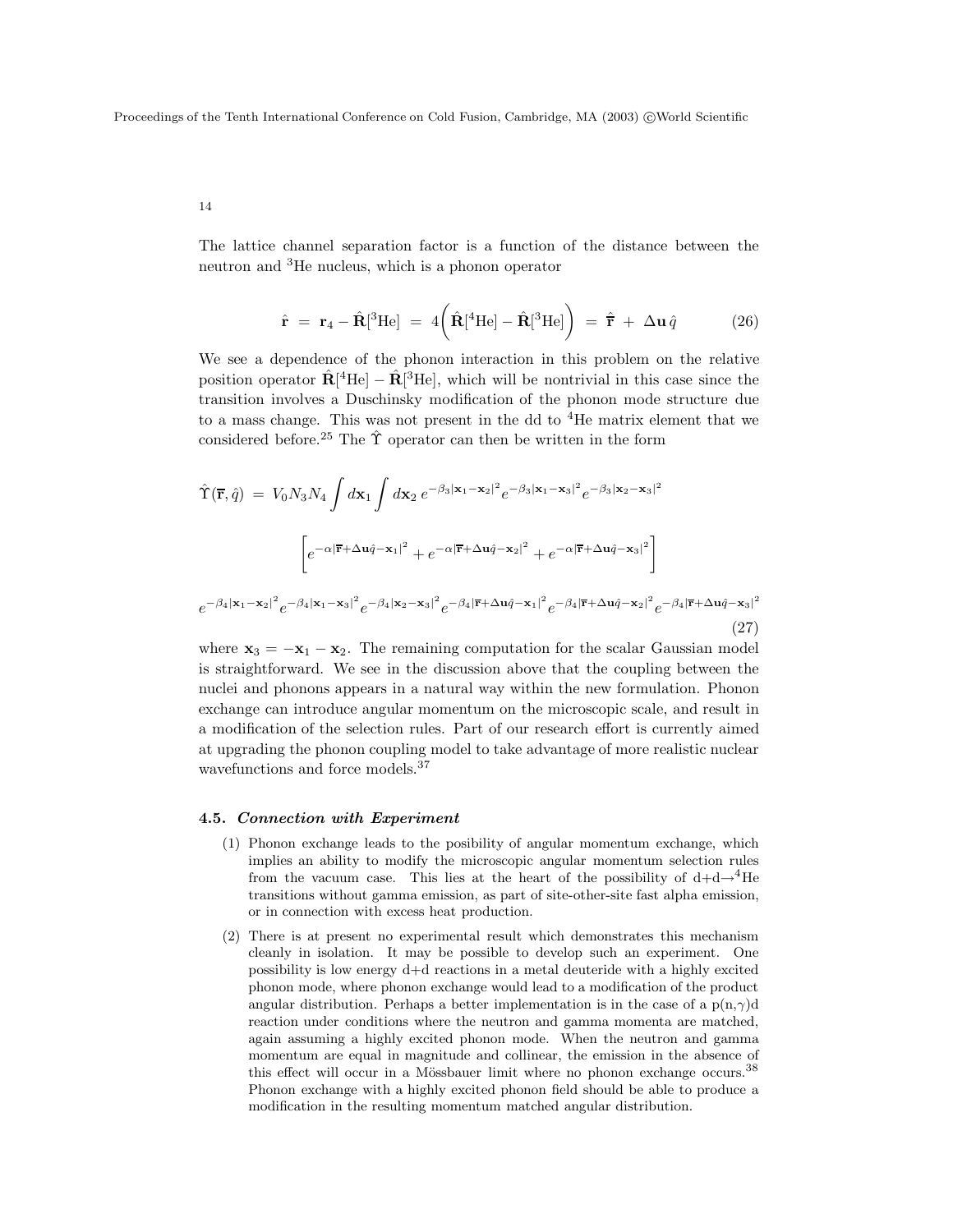The lattice channel separation factor is a function of the distance between the neutron and $^3$He nucleus, which is a phonon operator

$$\hat{\mathbf{r}} \ = \ \mathbf{r}_4 - \hat{\mathbf{R}}[^3\text{He}] \ = \ 4\bigg(\hat{\mathbf{R}}[^4\text{He}] - \hat{\mathbf{R}}[^3\text{He}]\bigg) \ = \ \hat{\overline{\mathbf{r}}} \ + \ \Delta\mathbf{u}\,\hat{q} \tag{26}$$

We see a dependence of the phonon interaction in this problem on the relative position operator $\hat{\mathbf{R}}[^4\text{He}] - \hat{\mathbf{R}}[^3\text{He}]$, which will be nontrivial in this case since the transition involves a Duschinsky modification of the phonon mode structure due to a mass change. This was not present in the dd to $^4$He matrix element that we considered before.[25] The $\hat{\Upsilon}$ operator can then be written in the form

$$\hat{\Upsilon}(\overline{\mathbf{r}}, \hat{q}) \ = \ V_0 N_3 N_4 \int d\mathbf{x}_1 \int d\mathbf{x}_2 \, e^{-\beta_3|\mathbf{x}_1-\mathbf{x}_2|^2} e^{-\beta_3|\mathbf{x}_1-\mathbf{x}_3|^2} e^{-\beta_3|\mathbf{x}_2-\mathbf{x}_3|^2}$$

$$\left[ e^{-\alpha|\overline{\mathbf{r}}+\Delta\mathbf{u}\hat{q}-\mathbf{x}_1|^2} + e^{-\alpha|\overline{\mathbf{r}}+\Delta\mathbf{u}\hat{q}-\mathbf{x}_2|^2} + e^{-\alpha|\overline{\mathbf{r}}+\Delta\mathbf{u}\hat{q}-\mathbf{x}_3|^2} \right]$$

$$e^{-\beta_4|\mathbf{x}_1-\mathbf{x}_2|^2} e^{-\beta_4|\mathbf{x}_1-\mathbf{x}_3|^2} e^{-\beta_4|\mathbf{x}_2-\mathbf{x}_3|^2} e^{-\beta_4|\overline{\mathbf{r}}+\Delta\mathbf{u}\hat{q}-\mathbf{x}_1|^2} e^{-\beta_4|\overline{\mathbf{r}}+\Delta\mathbf{u}\hat{q}-\mathbf{x}_2|^2} e^{-\beta_4|\overline{\mathbf{r}}+\Delta\mathbf{u}\hat{q}-\mathbf{x}_3|^2} \tag{27}$$

where $\mathbf{x}_3 = -\mathbf{x}_1 - \mathbf{x}_2$. The remaining computation for the scalar Gaussian model is straightforward. We see in the discussion above that the coupling between the nuclei and phonons appears in a natural way within the new formulation. Phonon exchange can introduce angular momentum on the microscopic scale, and result in a modification of the selection rules. Part of our research effort is currently aimed at upgrading the phonon coupling model to take advantage of more realistic nuclear wavefunctions and force models.[37]

### 4.5. *Connection with Experiment*

(1) Phonon exchange leads to the posibility of angular momentum exchange, which implies an ability to modify the microscopic angular momentum selection rules from the vacuum case. This lies at the heart of the possibility of d+d→$^4$He transitions without gamma emission, as part of site-other-site fast alpha emission, or in connection with excess heat production.

(2) There is at present no experimental result which demonstrates this mechanism cleanly in isolation. It may be possible to develop such an experiment. One possibility is low energy d+d reactions in a metal deuteride with a highly excited phonon mode, where phonon exchange would lead to a modification of the product angular distribution. Perhaps a better implementation is in the case of a p(n,$\gamma$)d reaction under conditions where the neutron and gamma momenta are matched, again assuming a highly excited phonon mode. When the neutron and gamma momentum are equal in magnitude and collinear, the emission in the absence of this effect will occur in a Mössbauer limit where no phonon exchange occurs.[38] Phonon exchange with a highly excited phonon field should be able to produce a modification in the resulting momentum matched angular distribution.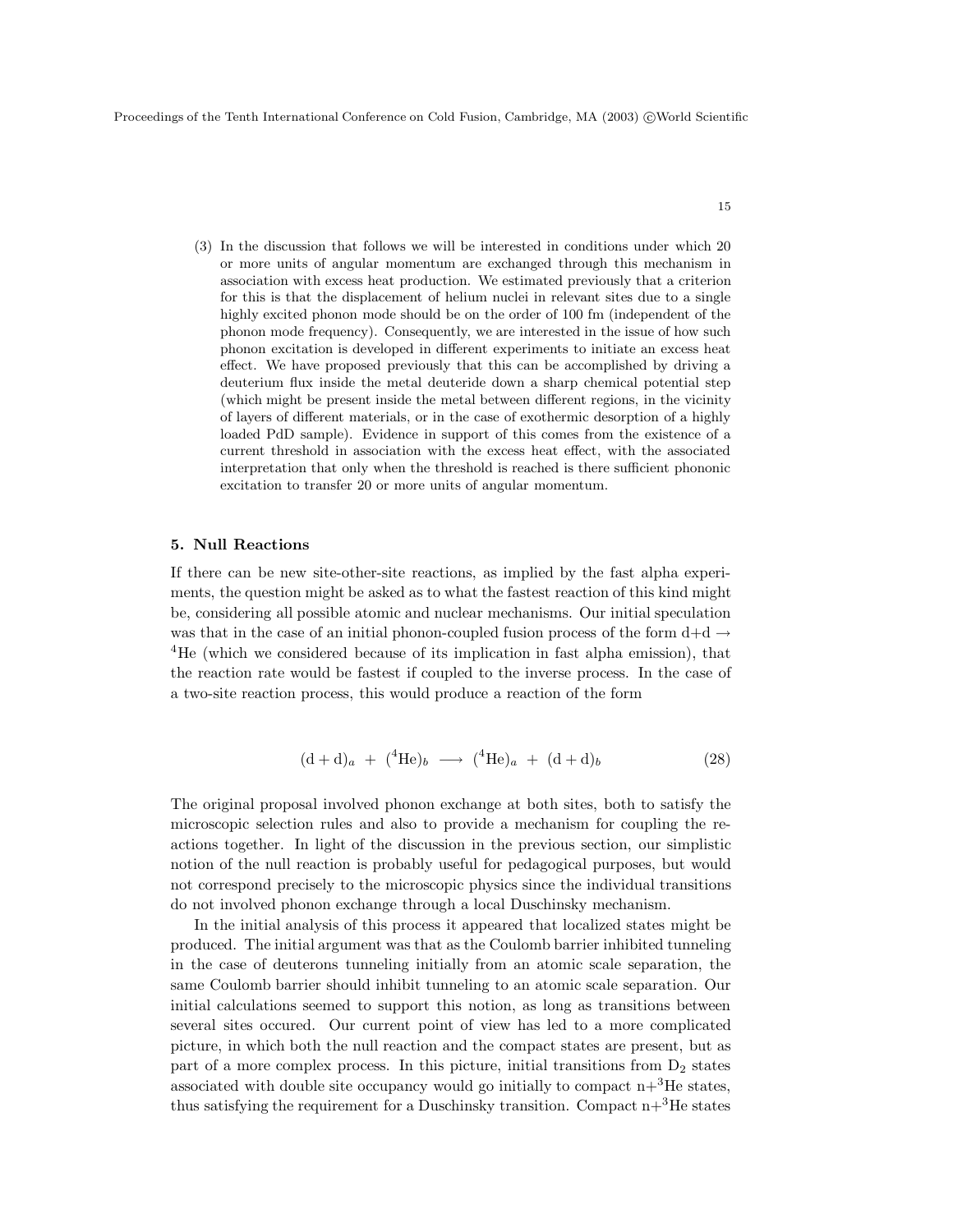(3) In the discussion that follows we will be interested in conditions under which 20 or more units of angular momentum are exchanged through this mechanism in association with excess heat production. We estimated previously that a criterion for this is that the displacement of helium nuclei in relevant sites due to a single highly excited phonon mode should be on the order of 100 fm (independent of the phonon mode frequency). Consequently, we are interested in the issue of how such phonon excitation is developed in different experiments to initiate an excess heat effect. We have proposed previously that this can be accomplished by driving a deuterium flux inside the metal deuteride down a sharp chemical potential step (which might be present inside the metal between different regions, in the vicinity of layers of different materials, or in the case of exothermic desorption of a highly loaded PdD sample). Evidence in support of this comes from the existence of a current threshold in association with the excess heat effect, with the associated interpretation that only when the threshold is reached is there sufficient phononic excitation to transfer 20 or more units of angular momentum.

## 5. Null Reactions

If there can be new site-other-site reactions, as implied by the fast alpha experiments, the question might be asked as to what the fastest reaction of this kind might be, considering all possible atomic and nuclear mechanisms. Our initial speculation was that in the case of an initial phonon-coupled fusion process of the form d+d $\rightarrow$ $^4$He (which we considered because of its implication in fast alpha emission), that the reaction rate would be fastest if coupled to the inverse process. In the case of a two-site reaction process, this would produce a reaction of the form

$$(\mathrm{d}+\mathrm{d})_a \;+\; (^4\mathrm{He})_b \;\longrightarrow\; (^4\mathrm{He})_a \;+\; (\mathrm{d}+\mathrm{d})_b \tag{28}$$

The original proposal involved phonon exchange at both sites, both to satisfy the microscopic selection rules and also to provide a mechanism for coupling the reactions together. In light of the discussion in the previous section, our simplistic notion of the null reaction is probably useful for pedagogical purposes, but would not correspond precisely to the microscopic physics since the individual transitions do not involved phonon exchange through a local Duschinsky mechanism.

In the initial analysis of this process it appeared that localized states might be produced. The initial argument was that as the Coulomb barrier inhibited tunneling in the case of deuterons tunneling initially from an atomic scale separation, the same Coulomb barrier should inhibit tunneling to an atomic scale separation. Our initial calculations seemed to support this notion, as long as transitions between several sites occured. Our current point of view has led to a more complicated picture, in which both the null reaction and the compact states are present, but as part of a more complex process. In this picture, initial transitions from $D_2$ states associated with double site occupancy would go initially to compact n+$^3$He states, thus satisfying the requirement for a Duschinsky transition. Compact n+$^3$He states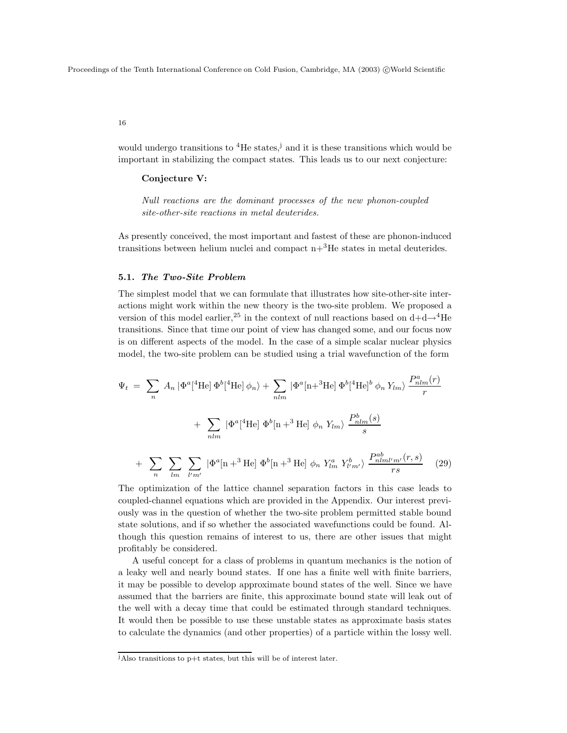would undergo transitions to $^4$He states,[j] and it is these transitions which would be important in stabilizing the compact states. This leads us to our next conjecture:

**Conjecture V:**

*Null reactions are the dominant processes of the new phonon-coupled site-other-site reactions in metal deuterides.*

As presently conceived, the most important and fastest of these are phonon-induced transitions between helium nuclei and compact n+$^3$He states in metal deuterides.

### 5.1. *The Two-Site Problem*

The simplest model that we can formulate that illustrates how site-other-site interactions might work within the new theory is the two-site problem. We proposed a version of this model earlier,[25] in the context of null reactions based on d+d→$^4$He transitions. Since that time our point of view has changed some, and our focus now is on different aspects of the model. In the case of a simple scalar nuclear physics model, the two-site problem can be studied using a trial wavefunction of the form

$$
\begin{aligned}
\Psi_t \;=\; & \sum_n A_n \, |\Phi^a[^4\mathrm{He}] \, \Phi^b[^4\mathrm{He}] \, \phi_n\rangle + \sum_{nlm} |\Phi^a[\mathrm{n}{+}^3\mathrm{He}] \, \Phi^b[^4\mathrm{He}]^b \, \phi_n \, Y_{lm}\rangle \, \frac{P^a_{nlm}(r)}{r} \\
& + \sum_{nlm} |\Phi^a[^4\mathrm{He}] \, \Phi^b[\mathrm{n}+^3\mathrm{He}] \, \phi_n \, Y_{lm}\rangle \, \frac{P^b_{nlm}(s)}{s} \\
& + \sum_n \sum_{lm} \sum_{l'm'} |\Phi^a[\mathrm{n}+^3\mathrm{He}] \, \Phi^b[\mathrm{n}+^3\mathrm{He}] \, \phi_n \, Y^a_{lm} \, Y^b_{l'm'}\rangle \, \frac{P^{ab}_{nlml'm'}(r,s)}{rs}
\end{aligned}
\tag{29}
$$

The optimization of the lattice channel separation factors in this case leads to coupled-channel equations which are provided in the Appendix. Our interest previously was in the question of whether the two-site problem permitted stable bound state solutions, and if so whether the associated wavefunctions could be found. Although this question remains of interest to us, there are other issues that might profitably be considered.

A useful concept for a class of problems in quantum mechanics is the notion of a leaky well and nearly bound states. If one has a finite well with finite barriers, it may be possible to develop approximate bound states of the well. Since we have assumed that the barriers are finite, this approximate bound state will leak out of the well with a decay time that could be estimated through standard techniques. It would then be possible to use these unstable states as approximate basis states to calculate the dynamics (and other properties) of a particle within the lossy well.

[j] Also transitions to p+t states, but this will be of interest later.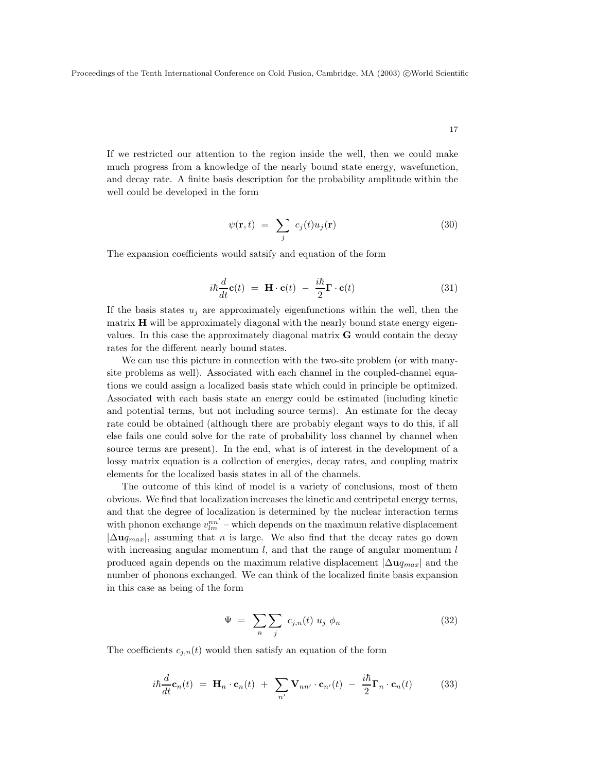If we restricted our attention to the region inside the well, then we could make much progress from a knowledge of the nearly bound state energy, wavefunction, and decay rate. A finite basis description for the probability amplitude within the well could be developed in the form

$$\psi(\mathbf{r}, t) \; = \; \sum_j \; c_j(t) u_j(\mathbf{r}) \tag{30}$$

The expansion coefficients would satsify and equation of the form

$$i\hbar \frac{d}{dt}\mathbf{c}(t) \; = \; \mathbf{H} \cdot \mathbf{c}(t) \; - \; \frac{i\hbar}{2}\mathbf{\Gamma} \cdot \mathbf{c}(t) \tag{31}$$

If the basis states $u_j$ are approximately eigenfunctions within the well, then the matrix $\mathbf{H}$ will be approximately diagonal with the nearly bound state energy eigenvalues. In this case the approximately diagonal matrix $\mathbf{G}$ would contain the decay rates for the different nearly bound states.

We can use this picture in connection with the two-site problem (or with many-site problems as well). Associated with each channel in the coupled-channel equations we could assign a localized basis state which could in principle be optimized. Associated with each basis state an energy could be estimated (including kinetic and potential terms, but not including source terms). An estimate for the decay rate could be obtained (although there are probably elegant ways to do this, if all else fails one could solve for the rate of probability loss channel by channel when source terms are present). In the end, what is of interest in the development of a lossy matrix equation is a collection of energies, decay rates, and coupling matrix elements for the localized basis states in all of the channels.

The outcome of this kind of model is a variety of conclusions, most of them obvious. We find that localization increases the kinetic and centripetal energy terms, and that the degree of localization is determined by the nuclear interaction terms with phonon exchange $v_{lm}^{nn'}$ – which depends on the maximum relative displacement $|\Delta \mathbf{u} q_{max}|$, assuming that $n$ is large. We also find that the decay rates go down with increasing angular momentum $l$, and that the range of angular momentum $l$ produced again depends on the maximum relative displacement $|\Delta \mathbf{u} q_{max}|$ and the number of phonons exchanged. We can think of the localized finite basis expansion in this case as being of the form

$$\Psi \; = \; \sum_n \sum_j \; c_{j,n}(t) \; u_j \; \phi_n \tag{32}$$

The coefficients $c_{j,n}(t)$ would then satisfy an equation of the form

$$i\hbar \frac{d}{dt}\mathbf{c}_n(t) \; = \; \mathbf{H}_n \cdot \mathbf{c}_n(t) \; + \; \sum_{n'} \mathbf{V}_{nn'} \cdot \mathbf{c}_{n'}(t) \; - \; \frac{i\hbar}{2}\mathbf{\Gamma}_n \cdot \mathbf{c}_n(t) \tag{33}$$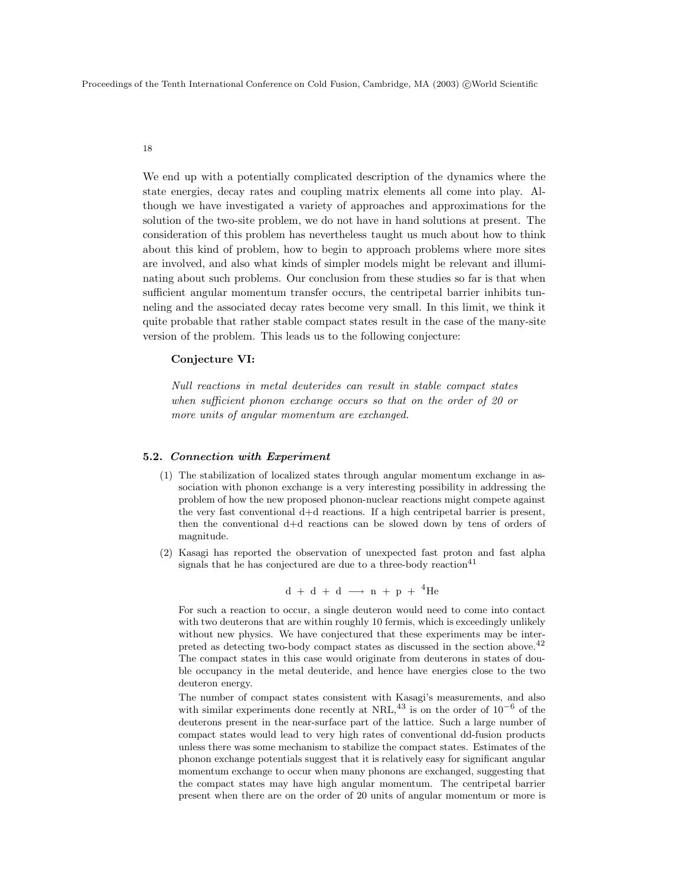We end up with a potentially complicated description of the dynamics where the state energies, decay rates and coupling matrix elements all come into play. Although we have investigated a variety of approaches and approximations for the solution of the two-site problem, we do not have in hand solutions at present. The consideration of this problem has nevertheless taught us much about how to think about this kind of problem, how to begin to approach problems where more sites are involved, and also what kinds of simpler models might be relevant and illuminating about such problems. Our conclusion from these studies so far is that when sufficient angular momentum transfer occurs, the centripetal barrier inhibits tunneling and the associated decay rates become very small. In this limit, we think it quite probable that rather stable compact states result in the case of the many-site version of the problem. This leads us to the following conjecture:

**Conjecture VI:**

*Null reactions in metal deuterides can result in stable compact states when sufficient phonon exchange occurs so that on the order of 20 or more units of angular momentum are exchanged.*

### 5.2. *Connection with Experiment*

(1) The stabilization of localized states through angular momentum exchange in association with phonon exchange is a very interesting possibility in addressing the problem of how the new proposed phonon-nuclear reactions might compete against the very fast conventional d+d reactions. If a high centripetal barrier is present, then the conventional d+d reactions can be slowed down by tens of orders of magnitude.

(2) Kasagi has reported the observation of unexpected fast proton and fast alpha signals that he has conjectured are due to a three-body reaction[41]

$$\mathrm{d} + \mathrm{d} + \mathrm{d} \longrightarrow \mathrm{n} + \mathrm{p} + {}^{4}\mathrm{He}$$

For such a reaction to occur, a single deuteron would need to come into contact with two deuterons that are within roughly 10 fermis, which is exceedingly unlikely without new physics. We have conjectured that these experiments may be interpreted as detecting two-body compact states as discussed in the section above.[42] The compact states in this case would originate from deuterons in states of double occupancy in the metal deuteride, and hence have energies close to the two deuteron energy.

The number of compact states consistent with Kasagi's measurements, and also with similar experiments done recently at NRL,[43] is on the order of $10^{-6}$ of the deuterons present in the near-surface part of the lattice. Such a large number of compact states would lead to very high rates of conventional dd-fusion products unless there was some mechanism to stabilize the compact states. Estimates of the phonon exchange potentials suggest that it is relatively easy for significant angular momentum exchange to occur when many phonons are exchanged, suggesting that the compact states may have high angular momentum. The centripetal barrier present when there are on the order of 20 units of angular momentum or more is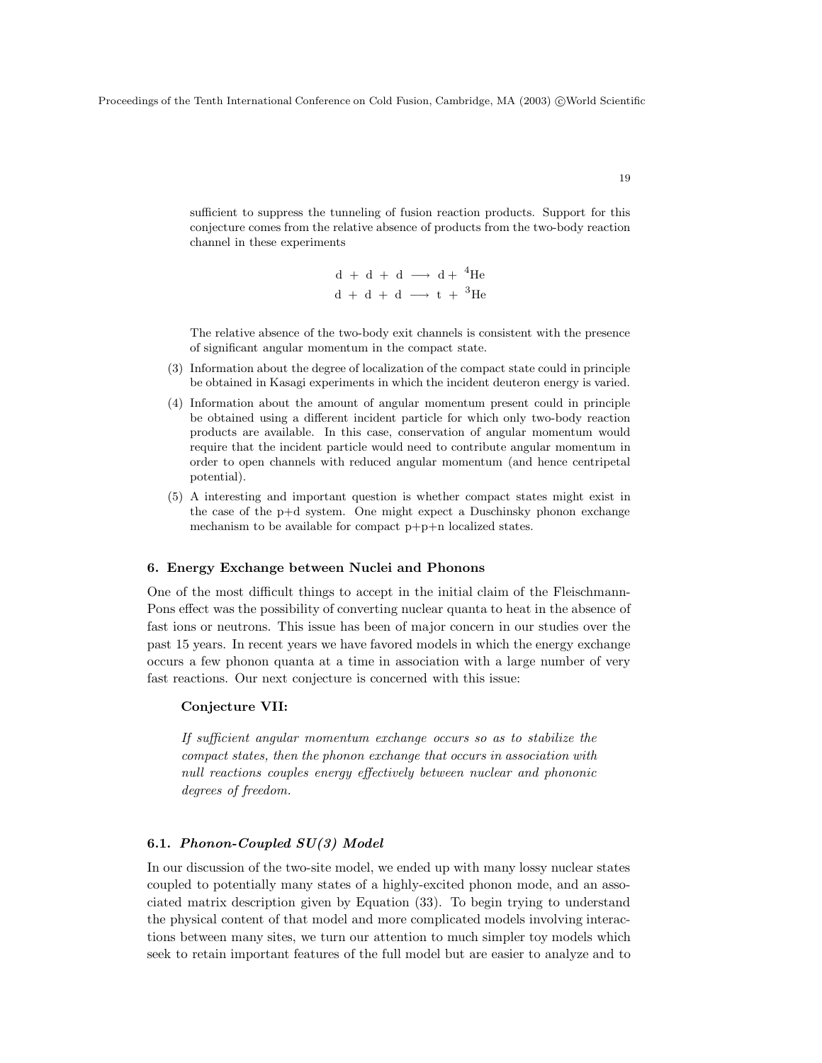sufficient to suppress the tunneling of fusion reaction products. Support for this conjecture comes from the relative absence of products from the two-body reaction channel in these experiments

$$\mathrm{d} + \mathrm{d} + \mathrm{d} \longrightarrow \mathrm{d} + {}^{4}\mathrm{He}$$
$$\mathrm{d} + \mathrm{d} + \mathrm{d} \longrightarrow \mathrm{t} + {}^{3}\mathrm{He}$$

The relative absence of the two-body exit channels is consistent with the presence of significant angular momentum in the compact state.

(3) Information about the degree of localization of the compact state could in principle be obtained in Kasagi experiments in which the incident deuteron energy is varied.

(4) Information about the amount of angular momentum present could in principle be obtained using a different incident particle for which only two-body reaction products are available. In this case, conservation of angular momentum would require that the incident particle would need to contribute angular momentum in order to open channels with reduced angular momentum (and hence centripetal potential).

(5) A interesting and important question is whether compact states might exist in the case of the p+d system. One might expect a Duschinsky phonon exchange mechanism to be available for compact p+p+n localized states.

## 6. Energy Exchange between Nuclei and Phonons

One of the most difficult things to accept in the initial claim of the Fleischmann-Pons effect was the possibility of converting nuclear quanta to heat in the absence of fast ions or neutrons. This issue has been of major concern in our studies over the past 15 years. In recent years we have favored models in which the energy exchange occurs a few phonon quanta at a time in association with a large number of very fast reactions. Our next conjecture is concerned with this issue:

**Conjecture VII:**

*If sufficient angular momentum exchange occurs so as to stabilize the compact states, then the phonon exchange that occurs in association with null reactions couples energy effectively between nuclear and phononic degrees of freedom.*

### 6.1. *Phonon-Coupled SU(3) Model*

In our discussion of the two-site model, we ended up with many lossy nuclear states coupled to potentially many states of a highly-excited phonon mode, and an associated matrix description given by Equation (33). To begin trying to understand the physical content of that model and more complicated models involving interactions between many sites, we turn our attention to much simpler toy models which seek to retain important features of the full model but are easier to analyze and to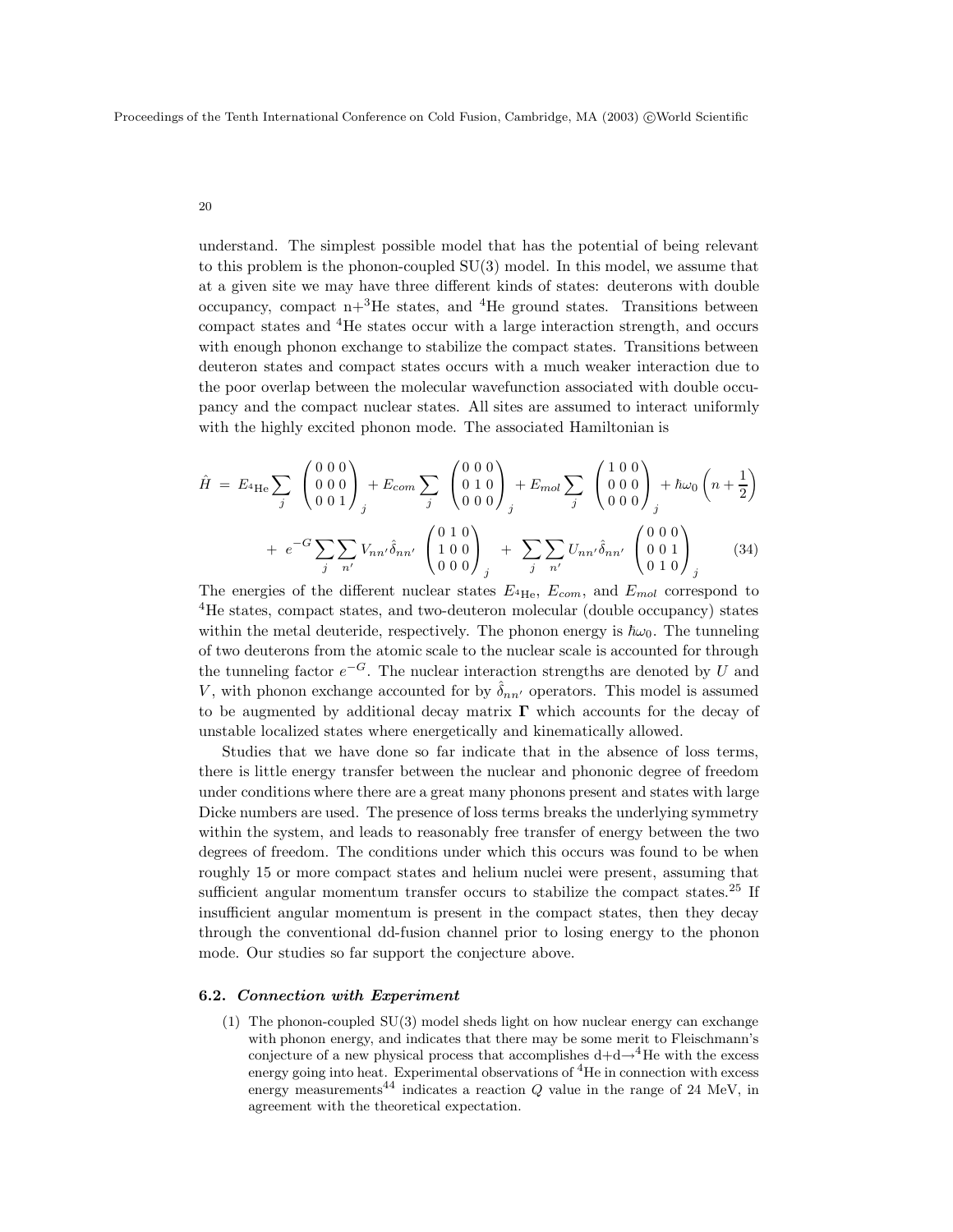understand. The simplest possible model that has the potential of being relevant to this problem is the phonon-coupled SU(3) model. In this model, we assume that at a given site we may have three different kinds of states: deuterons with double occupancy, compact n+$^3$He states, and $^4$He ground states. Transitions between compact states and $^4$He states occur with a large interaction strength, and occurs with enough phonon exchange to stabilize the compact states. Transitions between deuteron states and compact states occurs with a much weaker interaction due to the poor overlap between the molecular wavefunction associated with double occupancy and the compact nuclear states. All sites are assumed to interact uniformly with the highly excited phonon mode. The associated Hamiltonian is

$$
\begin{aligned}
\hat{H} \;=\; & E_{^4\text{He}} \sum_j \begin{pmatrix} 0 & 0 & 0 \\ 0 & 0 & 0 \\ 0 & 0 & 1 \end{pmatrix}_j + E_{com} \sum_j \begin{pmatrix} 0 & 0 & 0 \\ 0 & 1 & 0 \\ 0 & 0 & 0 \end{pmatrix}_j + E_{mol} \sum_j \begin{pmatrix} 1 & 0 & 0 \\ 0 & 0 & 0 \\ 0 & 0 & 0 \end{pmatrix}_j + \hbar\omega_0 \left( n + \frac{1}{2} \right) \\
& + \; e^{-G} \sum_j \sum_{n'} V_{nn'} \hat{\delta}_{nn'} \begin{pmatrix} 0 & 1 & 0 \\ 1 & 0 & 0 \\ 0 & 0 & 0 \end{pmatrix}_j \; + \; \sum_j \sum_{n'} U_{nn'} \hat{\delta}_{nn'} \begin{pmatrix} 0 & 0 & 0 \\ 0 & 0 & 1 \\ 0 & 1 & 0 \end{pmatrix}_j
\end{aligned}
\tag{34}
$$

The energies of the different nuclear states $E_{^4\text{He}}$, $E_{com}$, and $E_{mol}$ correspond to $^4$He states, compact states, and two-deuteron molecular (double occupancy) states within the metal deuteride, respectively. The phonon energy is $\hbar\omega_0$. The tunneling of two deuterons from the atomic scale to the nuclear scale is accounted for through the tunneling factor $e^{-G}$. The nuclear interaction strengths are denoted by $U$ and $V$, with phonon exchange accounted for by $\hat{\delta}_{nn'}$ operators. This model is assumed to be augmented by additional decay matrix $\mathbf{\Gamma}$ which accounts for the decay of unstable localized states where energetically and kinematically allowed.

Studies that we have done so far indicate that in the absence of loss terms, there is little energy transfer between the nuclear and phononic degree of freedom under conditions where there are a great many phonons present and states with large Dicke numbers are used. The presence of loss terms breaks the underlying symmetry within the system, and leads to reasonably free transfer of energy between the two degrees of freedom. The conditions under which this occurs was found to be when roughly 15 or more compact states and helium nuclei were present, assuming that sufficient angular momentum transfer occurs to stabilize the compact states.[25] If insufficient angular momentum is present in the compact states, then they decay through the conventional dd-fusion channel prior to losing energy to the phonon mode. Our studies so far support the conjecture above.

### 6.2. *Connection with Experiment*

(1) The phonon-coupled SU(3) model sheds light on how nuclear energy can exchange with phonon energy, and indicates that there may be some merit to Fleischmann's conjecture of a new physical process that accomplishes d+d→$^4$He with the excess energy going into heat. Experimental observations of $^4$He in connection with excess energy measurements[44] indicates a reaction $Q$ value in the range of 24 MeV, in agreement with the theoretical expectation.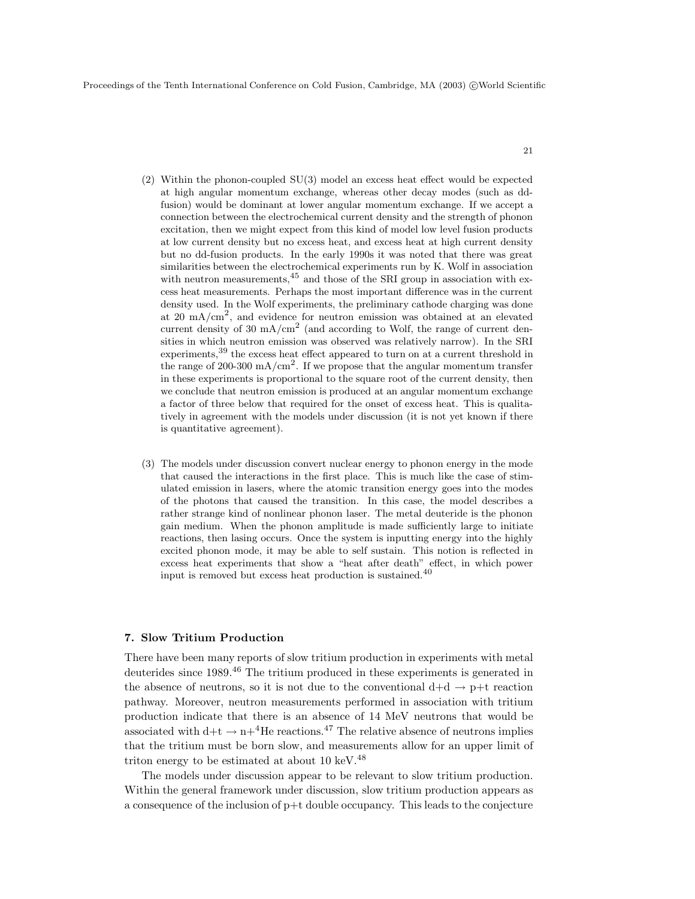(2) Within the phonon-coupled SU(3) model an excess heat effect would be expected at high angular momentum exchange, whereas other decay modes (such as dd-fusion) would be dominant at lower angular momentum exchange. If we accept a connection between the electrochemical current density and the strength of phonon excitation, then we might expect from this kind of model low level fusion products at low current density but no excess heat, and excess heat at high current density but no dd-fusion products. In the early 1990s it was noted that there was great similarities between the electrochemical experiments run by K. Wolf in association with neutron measurements,[45] and those of the SRI group in association with excess heat measurements. Perhaps the most important difference was in the current density used. In the Wolf experiments, the preliminary cathode charging was done at 20 $mA/cm^2$, and evidence for neutron emission was obtained at an elevated current density of 30 $mA/cm^2$ (and according to Wolf, the range of current densities in which neutron emission was observed was relatively narrow). In the SRI experiments,[39] the excess heat effect appeared to turn on at a current threshold in the range of 200-300 $mA/cm^2$. If we propose that the angular momentum transfer in these experiments is proportional to the square root of the current density, then we conclude that neutron emission is produced at an angular momentum exchange a factor of three below that required for the onset of excess heat. This is qualitatively in agreement with the models under discussion (it is not yet known if there is quantitative agreement).

(3) The models under discussion convert nuclear energy to phonon energy in the mode that caused the interactions in the first place. This is much like the case of stimulated emission in lasers, where the atomic transition energy goes into the modes of the photons that caused the transition. In this case, the model describes a rather strange kind of nonlinear phonon laser. The metal deuteride is the phonon gain medium. When the phonon amplitude is made sufficiently large to initiate reactions, then lasing occurs. Once the system is inputting energy into the highly excited phonon mode, it may be able to self sustain. This notion is reflected in excess heat experiments that show a "heat after death" effect, in which power input is removed but excess heat production is sustained.[40]

## 7. Slow Tritium Production

There have been many reports of slow tritium production in experiments with metal deuterides since 1989.[46] The tritium produced in these experiments is generated in the absence of neutrons, so it is not due to the conventional d+d $\rightarrow$ p+t reaction pathway. Moreover, neutron measurements performed in association with tritium production indicate that there is an absence of 14 MeV neutrons that would be associated with d+t $\rightarrow$ n+$^4$He reactions.[47] The relative absence of neutrons implies that the tritium must be born slow, and measurements allow for an upper limit of triton energy to be estimated at about 10 keV.[48]

The models under discussion appear to be relevant to slow tritium production. Within the general framework under discussion, slow tritium production appears as a consequence of the inclusion of p+t double occupancy. This leads to the conjecture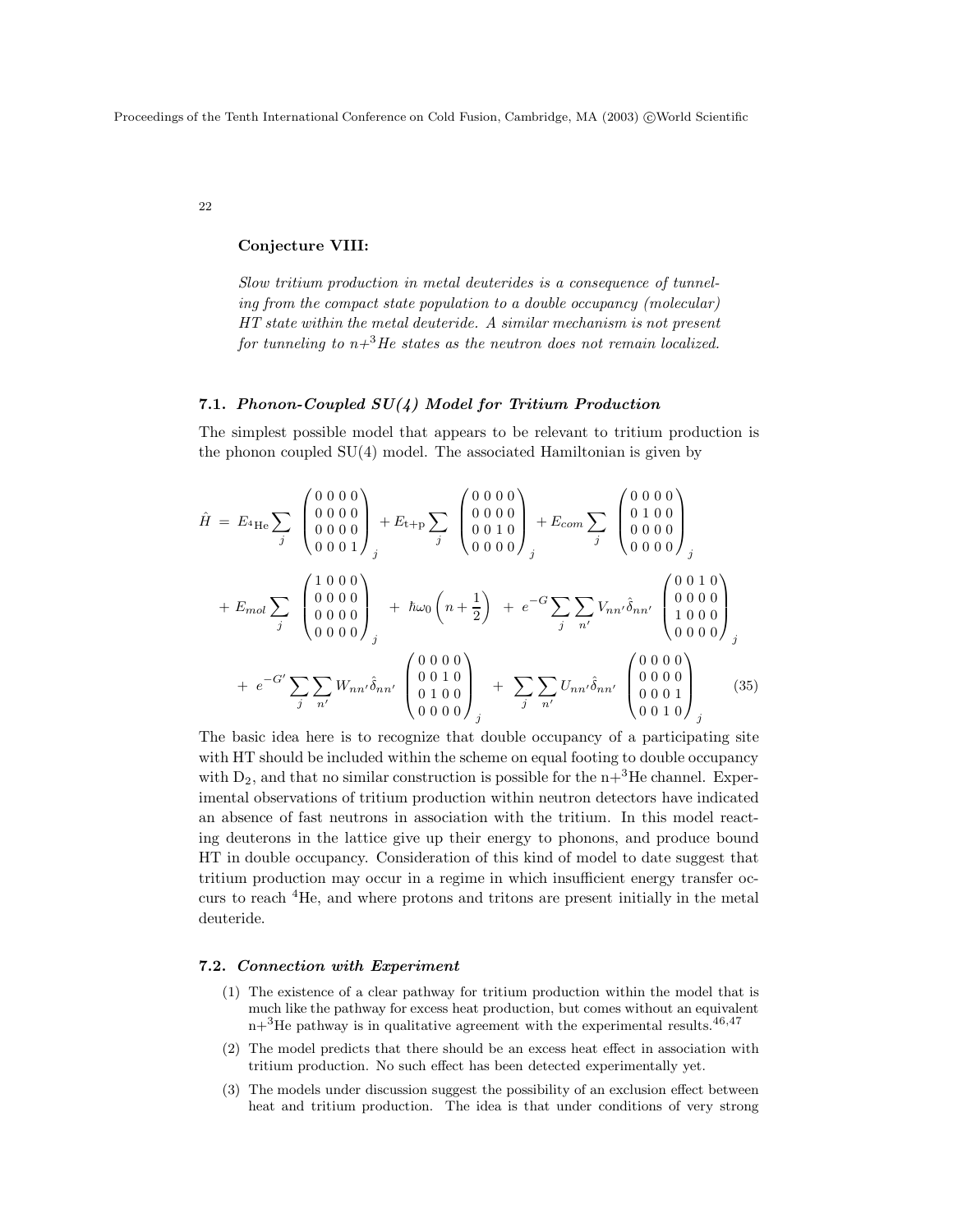**Conjecture VIII:**

*Slow tritium production in metal deuterides is a consequence of tunneling from the compact state population to a double occupancy (molecular) HT state within the metal deuteride. A similar mechanism is not present for tunneling to n+$^3$He states as the neutron does not remain localized.*

### 7.1. *Phonon-Coupled SU(4) Model for Tritium Production*

The simplest possible model that appears to be relevant to tritium production is the phonon coupled SU(4) model. The associated Hamiltonian is given by

$$
\begin{aligned}
\hat{H} \;=\; & E_{^4\mathrm{He}} \sum_j \begin{pmatrix} 0&0&0&0 \\ 0&0&0&0 \\ 0&0&0&0 \\ 0&0&0&1 \end{pmatrix}_j + E_{\mathrm{t+p}} \sum_j \begin{pmatrix} 0&0&0&0 \\ 0&0&0&0 \\ 0&0&1&0 \\ 0&0&0&0 \end{pmatrix}_j + E_{com} \sum_j \begin{pmatrix} 0&0&0&0 \\ 0&1&0&0 \\ 0&0&0&0 \\ 0&0&0&0 \end{pmatrix}_j \\
& + E_{mol} \sum_j \begin{pmatrix} 1&0&0&0 \\ 0&0&0&0 \\ 0&0&0&0 \\ 0&0&0&0 \end{pmatrix}_j \; + \; \hbar\omega_0 \left( n + \frac{1}{2} \right) \; + \; e^{-G} \sum_j \sum_{n'} V_{nn'} \hat{\delta}_{nn'} \begin{pmatrix} 0&0&1&0 \\ 0&0&0&0 \\ 1&0&0&0 \\ 0&0&0&0 \end{pmatrix}_j \\
& + \; e^{-G'} \sum_j \sum_{n'} W_{nn'} \hat{\delta}_{nn'} \begin{pmatrix} 0&0&0&0 \\ 0&0&1&0 \\ 0&1&0&0 \\ 0&0&0&0 \end{pmatrix}_j \; + \; \sum_j \sum_{n'} U_{nn'} \hat{\delta}_{nn'} \begin{pmatrix} 0&0&0&0 \\ 0&0&0&0 \\ 0&0&0&1 \\ 0&0&1&0 \end{pmatrix}_j
\end{aligned}
\tag{35}
$$

The basic idea here is to recognize that double occupancy of a participating site with HT should be included within the scheme on equal footing to double occupancy with $D_2$, and that no similar construction is possible for the n+$^3$He channel. Experimental observations of tritium production within neutron detectors have indicated an absence of fast neutrons in association with the tritium. In this model reacting deuterons in the lattice give up their energy to phonons, and produce bound HT in double occupancy. Consideration of this kind of model to date suggest that tritium production may occur in a regime in which insufficient energy transfer occurs to reach $^4$He, and where protons and tritons are present initially in the metal deuteride.

### 7.2. *Connection with Experiment*

(1) The existence of a clear pathway for tritium production within the model that is much like the pathway for excess heat production, but comes without an equivalent n+$^3$He pathway is in qualitative agreement with the experimental results.[46,47]

(2) The model predicts that there should be an excess heat effect in association with tritium production. No such effect has been detected experimentally yet.

(3) The models under discussion suggest the possibility of an exclusion effect between heat and tritium production. The idea is that under conditions of very strong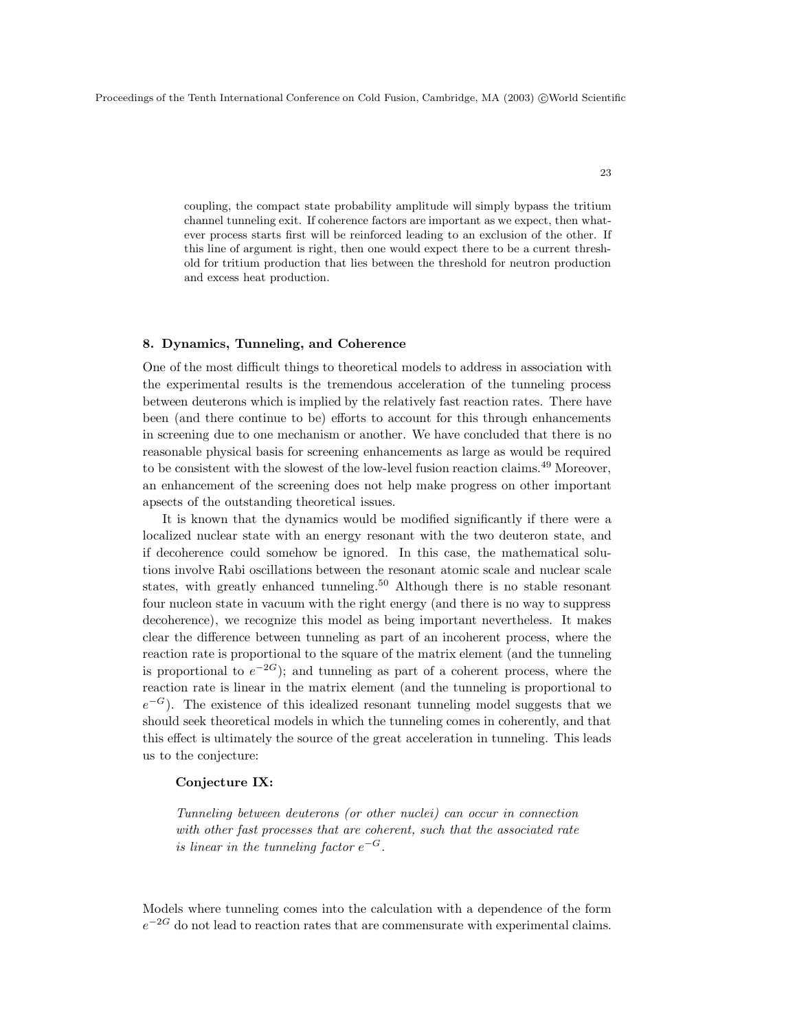coupling, the compact state probability amplitude will simply bypass the tritium channel tunneling exit. If coherence factors are important as we expect, then whatever process starts first will be reinforced leading to an exclusion of the other. If this line of argument is right, then one would expect there to be a current threshold for tritium production that lies between the threshold for neutron production and excess heat production.

## 8. Dynamics, Tunneling, and Coherence

One of the most difficult things to theoretical models to address in association with the experimental results is the tremendous acceleration of the tunneling process between deuterons which is implied by the relatively fast reaction rates. There have been (and there continue to be) efforts to account for this through enhancements in screening due to one mechanism or another. We have concluded that there is no reasonable physical basis for screening enhancements as large as would be required to be consistent with the slowest of the low-level fusion reaction claims.[49] Moreover, an enhancement of the screening does not help make progress on other important apsects of the outstanding theoretical issues.

It is known that the dynamics would be modified significantly if there were a localized nuclear state with an energy resonant with the two deuteron state, and if decoherence could somehow be ignored. In this case, the mathematical solutions involve Rabi oscillations between the resonant atomic scale and nuclear scale states, with greatly enhanced tunneling.[50] Although there is no stable resonant four nucleon state in vacuum with the right energy (and there is no way to suppress decoherence), we recognize this model as being important nevertheless. It makes clear the difference between tunneling as part of an incoherent process, where the reaction rate is proportional to the square of the matrix element (and the tunneling is proportional to $e^{-2G}$); and tunneling as part of a coherent process, where the reaction rate is linear in the matrix element (and the tunneling is proportional to $e^{-G}$). The existence of this idealized resonant tunneling model suggests that we should seek theoretical models in which the tunneling comes in coherently, and that this effect is ultimately the source of the great acceleration in tunneling. This leads us to the conjecture:

**Conjecture IX:**

*Tunneling between deuterons (or other nuclei) can occur in connection with other fast processes that are coherent, such that the associated rate is linear in the tunneling factor* $e^{-G}$.

Models where tunneling comes into the calculation with a dependence of the form $e^{-2G}$ do not lead to reaction rates that are commensurate with experimental claims.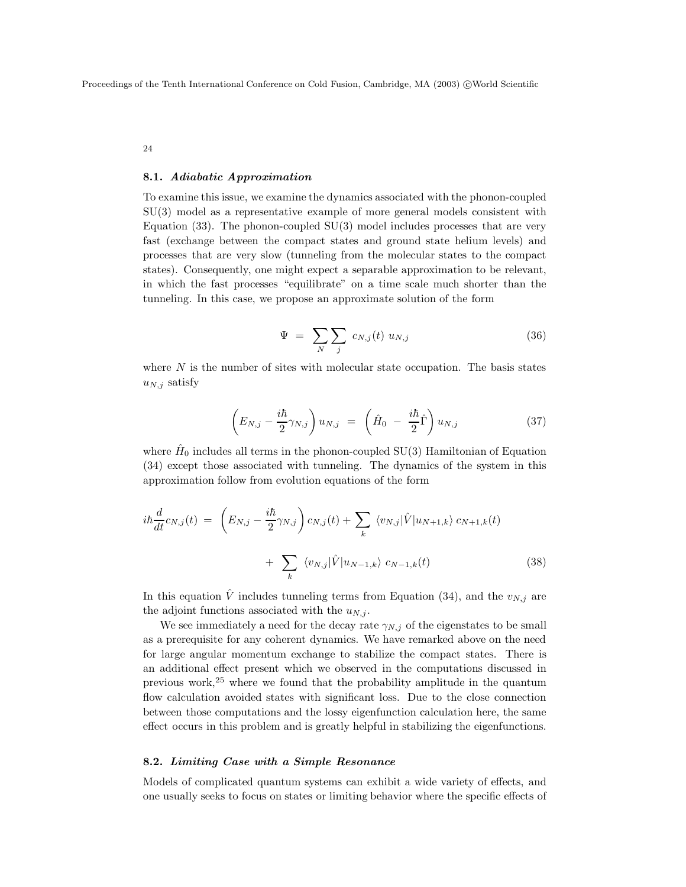### 8.1. *Adiabatic Approximation*

To examine this issue, we examine the dynamics associated with the phonon-coupled SU(3) model as a representative example of more general models consistent with Equation (33). The phonon-coupled SU(3) model includes processes that are very fast (exchange between the compact states and ground state helium levels) and processes that are very slow (tunneling from the molecular states to the compact states). Consequently, one might expect a separable approximation to be relevant, in which the fast processes "equilibrate" on a time scale much shorter than the tunneling. In this case, we propose an approximate solution of the form

$$\Psi \;=\; \sum_{N}\sum_{j}\; c_{N,j}(t)\; u_{N,j} \tag{36}$$

where $N$ is the number of sites with molecular state occupation. The basis states $u_{N,j}$ satisfy

$$\left(E_{N,j} - \frac{i\hbar}{2}\gamma_{N,j}\right) u_{N,j} \;=\; \left(\hat{H}_0 \;-\; \frac{i\hbar}{2}\hat{\Gamma}\right) u_{N,j} \tag{37}$$

where $\hat{H}_0$ includes all terms in the phonon-coupled SU(3) Hamiltonian of Equation (34) except those associated with tunneling. The dynamics of the system in this approximation follow from evolution equations of the form

$$i\hbar\frac{d}{dt}c_{N,j}(t) \;=\; \left(E_{N,j} - \frac{i\hbar}{2}\gamma_{N,j}\right) c_{N,j}(t) + \sum_{k}\;\langle v_{N,j}|\hat{V}|u_{N+1,k}\rangle\; c_{N+1,k}(t) + \sum_{k}\;\langle v_{N,j}|\hat{V}|u_{N-1,k}\rangle\; c_{N-1,k}(t) \tag{38}$$

In this equation $\hat{V}$ includes tunneling terms from Equation (34), and the $v_{N,j}$ are the adjoint functions associated with the $u_{N,j}$.

We see immediately a need for the decay rate $\gamma_{N,j}$ of the eigenstates to be small as a prerequisite for any coherent dynamics. We have remarked above on the need for large angular momentum exchange to stabilize the compact states. There is an additional effect present which we observed in the computations discussed in previous work,[25] where we found that the probability amplitude in the quantum flow calculation avoided states with significant loss. Due to the close connection between those computations and the lossy eigenfunction calculation here, the same effect occurs in this problem and is greatly helpful in stabilizing the eigenfunctions.

### 8.2. *Limiting Case with a Simple Resonance*

Models of complicated quantum systems can exhibit a wide variety of effects, and one usually seeks to focus on states or limiting behavior where the specific effects of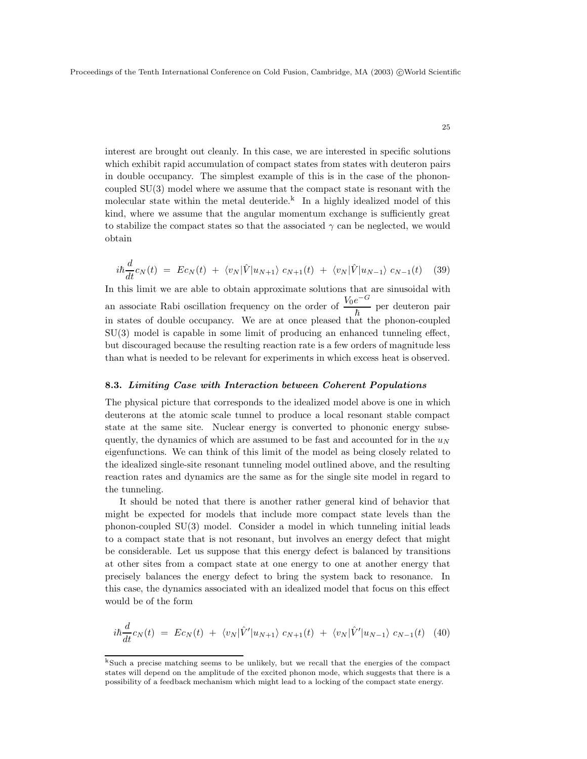interest are brought out cleanly. In this case, we are interested in specific solutions which exhibit rapid accumulation of compact states from states with deuteron pairs in double occupancy. The simplest example of this is in the case of the phonon-coupled SU(3) model where we assume that the compact state is resonant with the molecular state within the metal deuteride.[k] In a highly idealized model of this kind, where we assume that the angular momentum exchange is sufficiently great to stabilize the compact states so that the associated $\gamma$ can be neglected, we would obtain

$$i\hbar \frac{d}{dt} c_N(t) \;=\; E c_N(t) \;+\; \langle v_N|\hat{V}|u_{N+1}\rangle \; c_{N+1}(t) \;+\; \langle v_N|\hat{V}|u_{N-1}\rangle \; c_{N-1}(t) \quad (39)$$

In this limit we are able to obtain approximate solutions that are sinusoidal with an associate Rabi oscillation frequency on the order of $\dfrac{V_0 e^{-G}}{\hbar}$ per deuteron pair in states of double occupancy. We are at once pleased that the phonon-coupled SU(3) model is capable in some limit of producing an enhanced tunneling effect, but discouraged because the resulting reaction rate is a few orders of magnitude less than what is needed to be relevant for experiments in which excess heat is observed.

### 8.3. *Limiting Case with Interaction between Coherent Populations*

The physical picture that corresponds to the idealized model above is one in which deuterons at the atomic scale tunnel to produce a local resonant stable compact state at the same site. Nuclear energy is converted to phononic energy subsequently, the dynamics of which are assumed to be fast and accounted for in the $u_N$ eigenfunctions. We can think of this limit of the model as being closely related to the idealized single-site resonant tunneling model outlined above, and the resulting reaction rates and dynamics are the same as for the single site model in regard to the tunneling.

It should be noted that there is another rather general kind of behavior that might be expected for models that include more compact state levels than the phonon-coupled SU(3) model. Consider a model in which tunneling initial leads to a compact state that is not resonant, but involves an energy defect that might be considerable. Let us suppose that this energy defect is balanced by transitions at other sites from a compact state at one energy to one at another energy that precisely balances the energy defect to bring the system back to resonance. In this case, the dynamics associated with an idealized model that focus on this effect would be of the form

$$i\hbar \frac{d}{dt} c_N(t) \;=\; E c_N(t) \;+\; \langle v_N|\hat{V}'|u_{N+1}\rangle \; c_{N+1}(t) \;+\; \langle v_N|\hat{V}'|u_{N-1}\rangle \; c_{N-1}(t) \quad (40)$$

---

[k] Such a precise matching seems to be unlikely, but we recall that the energies of the compact states will depend on the amplitude of the excited phonon mode, which suggests that there is a possibility of a feedback mechanism which might lead to a locking of the compact state energy.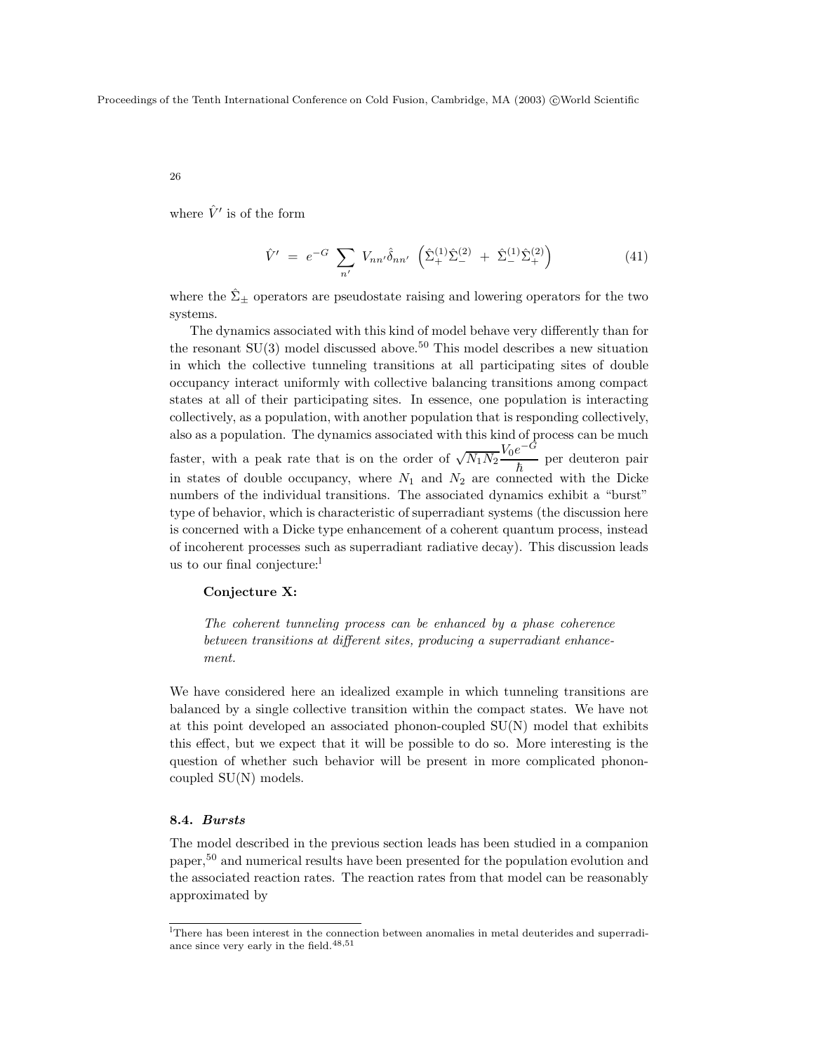where $\hat{V}'$ is of the form

$$\hat{V}' \; = \; e^{-G} \sum_{n'} V_{nn'} \hat{\delta}_{nn'} \left( \hat{\Sigma}_{+}^{(1)} \hat{\Sigma}_{-}^{(2)} \; + \; \hat{\Sigma}_{-}^{(1)} \hat{\Sigma}_{+}^{(2)} \right) \tag{41}$$

where the $\hat{\Sigma}_{\pm}$ operators are pseudostate raising and lowering operators for the two systems.

The dynamics associated with this kind of model behave very differently than for the resonant SU(3) model discussed above.[50] This model describes a new situation in which the collective tunneling transitions at all participating sites of double occupancy interact uniformly with collective balancing transitions among compact states at all of their participating sites. In essence, one population is interacting collectively, as a population, with another population that is responding collectively, also as a population. The dynamics associated with this kind of process can be much faster, with a peak rate that is on the order of $\sqrt{N_1 N_2} \dfrac{V_0 e^{-G}}{\hbar}$ per deuteron pair in states of double occupancy, where $N_1$ and $N_2$ are connected with the Dicke numbers of the individual transitions. The associated dynamics exhibit a "burst" type of behavior, which is characteristic of superradiant systems (the discussion here is concerned with a Dicke type enhancement of a coherent quantum process, instead of incoherent processes such as superradiant radiative decay). This discussion leads us to our final conjecture:[l]

**Conjecture X:**

*The coherent tunneling process can be enhanced by a phase coherence between transitions at different sites, producing a superradiant enhancement.*

We have considered here an idealized example in which tunneling transitions are balanced by a single collective transition within the compact states. We have not at this point developed an associated phonon-coupled SU(N) model that exhibits this effect, but we expect that it will be possible to do so. More interesting is the question of whether such behavior will be present in more complicated phonon-coupled SU(N) models.

### 8.4. *Bursts*

The model described in the previous section leads has been studied in a companion paper,[50] and numerical results have been presented for the population evolution and the associated reaction rates. The reaction rates from that model can be reasonably approximated by

[l]There has been interest in the connection between anomalies in metal deuterides and superradiance since very early in the field.[48,51]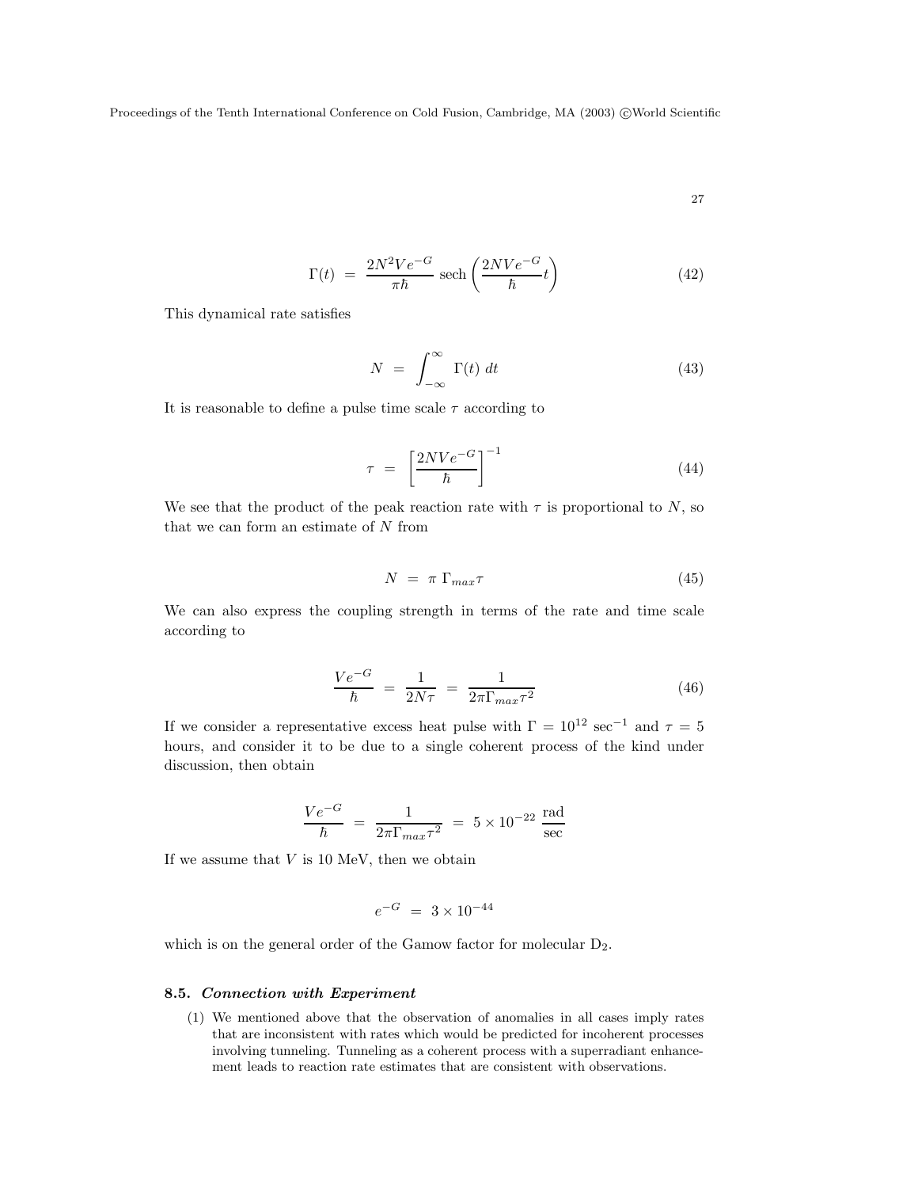$$\Gamma(t) \;=\; \frac{2N^2 V e^{-G}}{\pi \hbar} \,\mathrm{sech}\left(\frac{2NVe^{-G}}{\hbar} t\right) \tag{42}$$

This dynamical rate satisfies

$$N \;=\; \int_{-\infty}^{\infty} \Gamma(t) \; dt \tag{43}$$

It is reasonable to define a pulse time scale $\tau$ according to

$$\tau \;=\; \left[\frac{2NVe^{-G}}{\hbar}\right]^{-1} \tag{44}$$

We see that the product of the peak reaction rate with $\tau$ is proportional to $N$, so that we can form an estimate of $N$ from

$$N \;=\; \pi \; \Gamma_{max} \tau \tag{45}$$

We can also express the coupling strength in terms of the rate and time scale according to

$$\frac{Ve^{-G}}{\hbar} \;=\; \frac{1}{2N\tau} \;=\; \frac{1}{2\pi \Gamma_{max} \tau^2} \tag{46}$$

If we consider a representative excess heat pulse with $\Gamma = 10^{12}$ $\mathrm{sec}^{-1}$ and $\tau = 5$ hours, and consider it to be due to a single coherent process of the kind under discussion, then obtain

$$\frac{Ve^{-G}}{\hbar} \;=\; \frac{1}{2\pi\Gamma_{max}\tau^2} \;=\; 5 \times 10^{-22} \; \frac{\mathrm{rad}}{\mathrm{sec}}$$

If we assume that $V$ is 10 MeV, then we obtain

$$e^{-G} \;=\; 3 \times 10^{-44}$$

which is on the general order of the Gamow factor for molecular $D_2$.

### 8.5. *Connection with Experiment*

(1) We mentioned above that the observation of anomalies in all cases imply rates that are inconsistent with rates which would be predicted for incoherent processes involving tunneling. Tunneling as a coherent process with a superradiant enhancement leads to reaction rate estimates that are consistent with observations.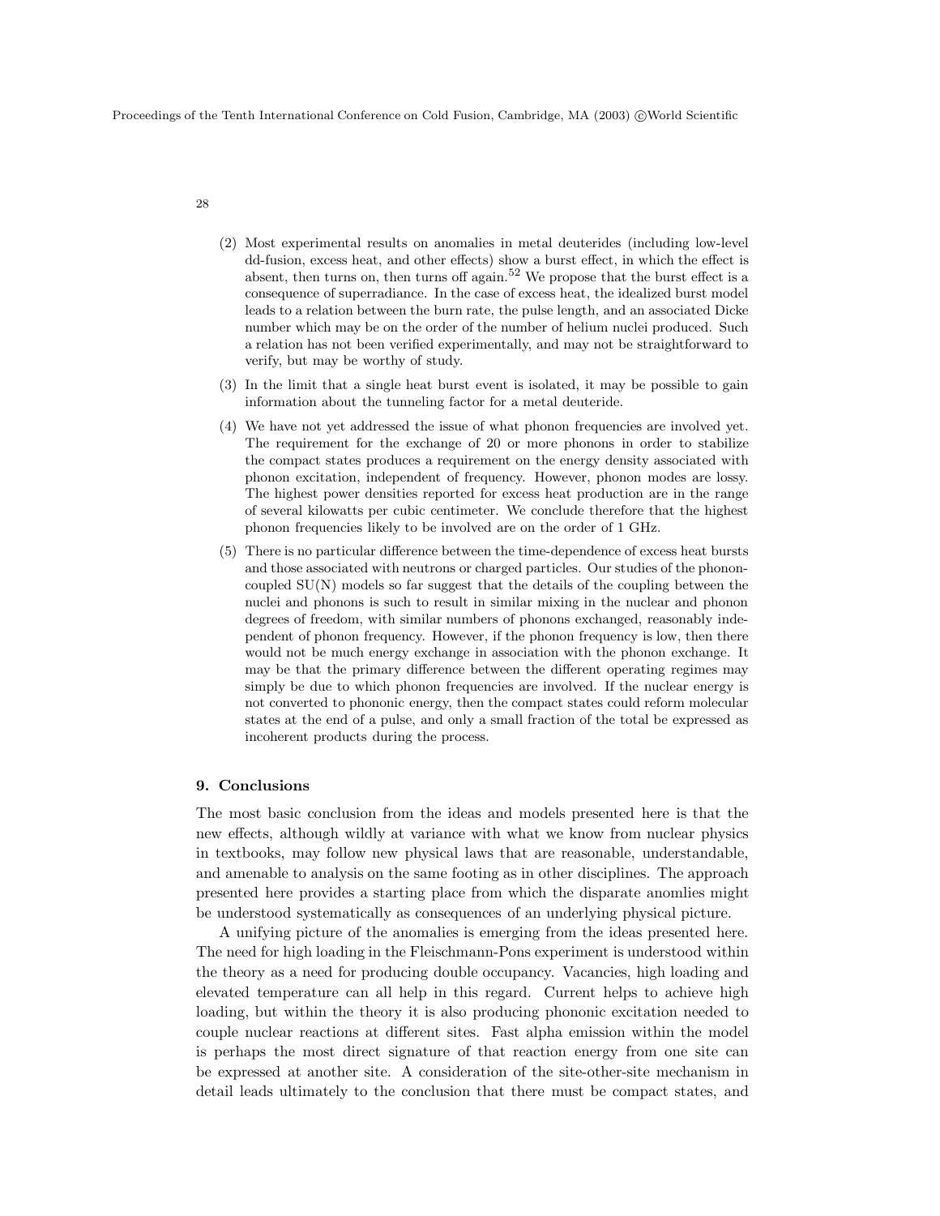(2) Most experimental results on anomalies in metal deuterides (including low-level dd-fusion, excess heat, and other effects) show a burst effect, in which the effect is absent, then turns on, then turns off again.[52] We propose that the burst effect is a consequence of superradiance. In the case of excess heat, the idealized burst model leads to a relation between the burn rate, the pulse length, and an associated Dicke number which may be on the order of the number of helium nuclei produced. Such a relation has not been verified experimentally, and may not be straightforward to verify, but may be worthy of study.

(3) In the limit that a single heat burst event is isolated, it may be possible to gain information about the tunneling factor for a metal deuteride.

(4) We have not yet addressed the issue of what phonon frequencies are involved yet. The requirement for the exchange of 20 or more phonons in order to stabilize the compact states produces a requirement on the energy density associated with phonon excitation, independent of frequency. However, phonon modes are lossy. The highest power densities reported for excess heat production are in the range of several kilowatts per cubic centimeter. We conclude therefore that the highest phonon frequencies likely to be involved are on the order of 1 GHz.

(5) There is no particular difference between the time-dependence of excess heat bursts and those associated with neutrons or charged particles. Our studies of the phonon-coupled SU(N) models so far suggest that the details of the coupling between the nuclei and phonons is such to result in similar mixing in the nuclear and phonon degrees of freedom, with similar numbers of phonons exchanged, reasonably independent of phonon frequency. However, if the phonon frequency is low, then there would not be much energy exchange in association with the phonon exchange. It may be that the primary difference between the different operating regimes may simply be due to which phonon frequencies are involved. If the nuclear energy is not converted to phononic energy, then the compact states could reform molecular states at the end of a pulse, and only a small fraction of the total be expressed as incoherent products during the process.

## 9. Conclusions

The most basic conclusion from the ideas and models presented here is that the new effects, although wildly at variance with what we know from nuclear physics in textbooks, may follow new physical laws that are reasonable, understandable, and amenable to analysis on the same footing as in other disciplines. The approach presented here provides a starting place from which the disparate anomlies might be understood systematically as consequences of an underlying physical picture.

A unifying picture of the anomalies is emerging from the ideas presented here. The need for high loading in the Fleischmann-Pons experiment is understood within the theory as a need for producing double occupancy. Vacancies, high loading and elevated temperature can all help in this regard. Current helps to achieve high loading, but within the theory it is also producing phononic excitation needed to couple nuclear reactions at different sites. Fast alpha emission within the model is perhaps the most direct signature of that reaction energy from one site can be expressed at another site. A consideration of the site-other-site mechanism in detail leads ultimately to the conclusion that there must be compact states, and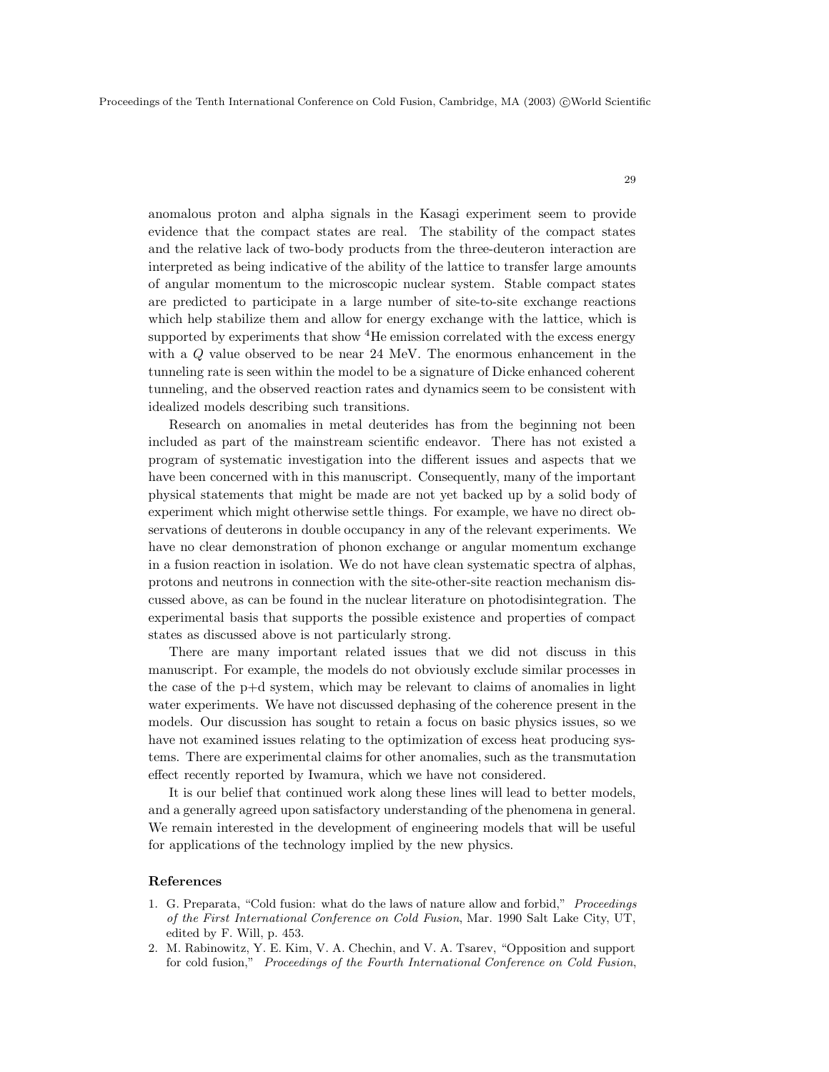anomalous proton and alpha signals in the Kasagi experiment seem to provide evidence that the compact states are real. The stability of the compact states and the relative lack of two-body products from the three-deuteron interaction are interpreted as being indicative of the ability of the lattice to transfer large amounts of angular momentum to the microscopic nuclear system. Stable compact states are predicted to participate in a large number of site-to-site exchange reactions which help stabilize them and allow for energy exchange with the lattice, which is supported by experiments that show $^4$He emission correlated with the excess energy with a $Q$ value observed to be near 24 MeV. The enormous enhancement in the tunneling rate is seen within the model to be a signature of Dicke enhanced coherent tunneling, and the observed reaction rates and dynamics seem to be consistent with idealized models describing such transitions.

Research on anomalies in metal deuterides has from the beginning not been included as part of the mainstream scientific endeavor. There has not existed a program of systematic investigation into the different issues and aspects that we have been concerned with in this manuscript. Consequently, many of the important physical statements that might be made are not yet backed up by a solid body of experiment which might otherwise settle things. For example, we have no direct observations of deuterons in double occupancy in any of the relevant experiments. We have no clear demonstration of phonon exchange or angular momentum exchange in a fusion reaction in isolation. We do not have clean systematic spectra of alphas, protons and neutrons in connection with the site-other-site reaction mechanism discussed above, as can be found in the nuclear literature on photodisintegration. The experimental basis that supports the possible existence and properties of compact states as discussed above is not particularly strong.

There are many important related issues that we did not discuss in this manuscript. For example, the models do not obviously exclude similar processes in the case of the p+d system, which may be relevant to claims of anomalies in light water experiments. We have not discussed dephasing of the coherence present in the models. Our discussion has sought to retain a focus on basic physics issues, so we have not examined issues relating to the optimization of excess heat producing systems. There are experimental claims for other anomalies, such as the transmutation effect recently reported by Iwamura, which we have not considered.

It is our belief that continued work along these lines will lead to better models, and a generally agreed upon satisfactory understanding of the phenomena in general. We remain interested in the development of engineering models that will be useful for applications of the technology implied by the new physics.

## References

1. G. Preparata, "Cold fusion: what do the laws of nature allow and forbid," *Proceedings of the First International Conference on Cold Fusion*, Mar. 1990 Salt Lake City, UT, edited by F. Will, p. 453.
2. M. Rabinowitz, Y. E. Kim, V. A. Chechin, and V. A. Tsarev, "Opposition and support for cold fusion," *Proceedings of the Fourth International Conference on Cold Fusion*,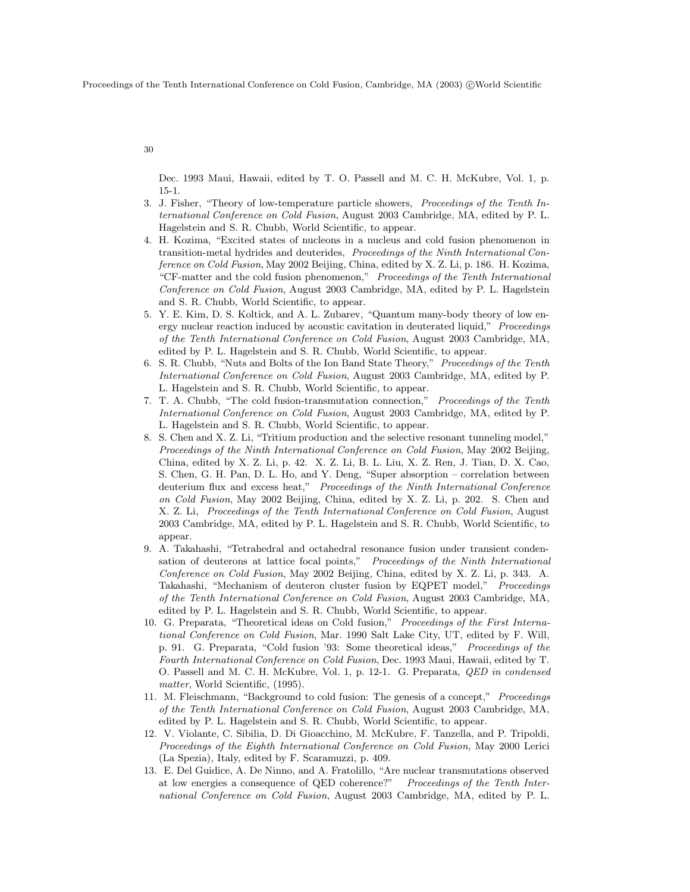Dec. 1993 Maui, Hawaii, edited by T. O. Passell and M. C. H. McKubre, Vol. 1, p. 15-1.

3. J. Fisher, "Theory of low-temperature particle showers, *Proceedings of the Tenth International Conference on Cold Fusion*, August 2003 Cambridge, MA, edited by P. L. Hagelstein and S. R. Chubb, World Scientific, to appear.
4. H. Kozima, "Excited states of nucleons in a nucleus and cold fusion phenomenon in transition-metal hydrides and deuterides, *Proceedings of the Ninth International Conference on Cold Fusion*, May 2002 Beijing, China, edited by X. Z. Li, p. 186. H. Kozima, "CF-matter and the cold fusion phenomenon," *Proceedings of the Tenth International Conference on Cold Fusion*, August 2003 Cambridge, MA, edited by P. L. Hagelstein and S. R. Chubb, World Scientific, to appear.
5. Y. E. Kim, D. S. Koltick, and A. L. Zubarev, "Quantum many-body theory of low energy nuclear reaction induced by acoustic cavitation in deuterated liquid," *Proceedings of the Tenth International Conference on Cold Fusion*, August 2003 Cambridge, MA, edited by P. L. Hagelstein and S. R. Chubb, World Scientific, to appear.
6. S. R. Chubb, "Nuts and Bolts of the Ion Band State Theory," *Proceedings of the Tenth International Conference on Cold Fusion*, August 2003 Cambridge, MA, edited by P. L. Hagelstein and S. R. Chubb, World Scientific, to appear.
7. T. A. Chubb, "The cold fusion-transmutation connection," *Proceedings of the Tenth International Conference on Cold Fusion*, August 2003 Cambridge, MA, edited by P. L. Hagelstein and S. R. Chubb, World Scientific, to appear.
8. S. Chen and X. Z. Li, "Tritium production and the selective resonant tunneling model," *Proceedings of the Ninth International Conference on Cold Fusion*, May 2002 Beijing, China, edited by X. Z. Li, p. 42. X. Z. Li, B. L. Liu, X. Z. Ren, J. Tian, D. X. Cao, S. Chen, G. H. Pan, D. L. Ho, and Y. Deng, "Super absorption – correlation between deuterium flux and excess heat," *Proceedings of the Ninth International Conference on Cold Fusion*, May 2002 Beijing, China, edited by X. Z. Li, p. 202. S. Chen and X. Z. Li, *Proceedings of the Tenth International Conference on Cold Fusion*, August 2003 Cambridge, MA, edited by P. L. Hagelstein and S. R. Chubb, World Scientific, to appear.
9. A. Takahashi, "Tetrahedral and octahedral resonance fusion under transient condensation of deuterons at lattice focal points," *Proceedings of the Ninth International Conference on Cold Fusion*, May 2002 Beijing, China, edited by X. Z. Li, p. 343. A. Takahashi, "Mechanism of deuteron cluster fusion by EQPET model," *Proceedings of the Tenth International Conference on Cold Fusion*, August 2003 Cambridge, MA, edited by P. L. Hagelstein and S. R. Chubb, World Scientific, to appear.
10. G. Preparata, "Theoretical ideas on Cold fusion," *Proceedings of the First International Conference on Cold Fusion*, Mar. 1990 Salt Lake City, UT, edited by F. Will, p. 91. G. Preparata, "Cold fusion '93: Some theoretical ideas," *Proceedings of the Fourth International Conference on Cold Fusion*, Dec. 1993 Maui, Hawaii, edited by T. O. Passell and M. C. H. McKubre, Vol. 1, p. 12-1. G. Preparata, *QED in condensed matter*, World Scientific, (1995).
11. M. Fleischmann, "Background to cold fusion: The genesis of a concept," *Proceedings of the Tenth International Conference on Cold Fusion*, August 2003 Cambridge, MA, edited by P. L. Hagelstein and S. R. Chubb, World Scientific, to appear.
12. V. Violante, C. Sibilia, D. Di Gioacchino, M. McKubre, F. Tanzella, and P. Tripoldi, *Proceedings of the Eighth International Conference on Cold Fusion*, May 2000 Lerici (La Spezia), Italy, edited by F. Scaramuzzi, p. 409.
13. E. Del Guidice, A. De Ninno, and A. Fratolillo, "Are nuclear transmutations observed at low energies a consequence of QED coherence?" *Proceedings of the Tenth International Conference on Cold Fusion*, August 2003 Cambridge, MA, edited by P. L.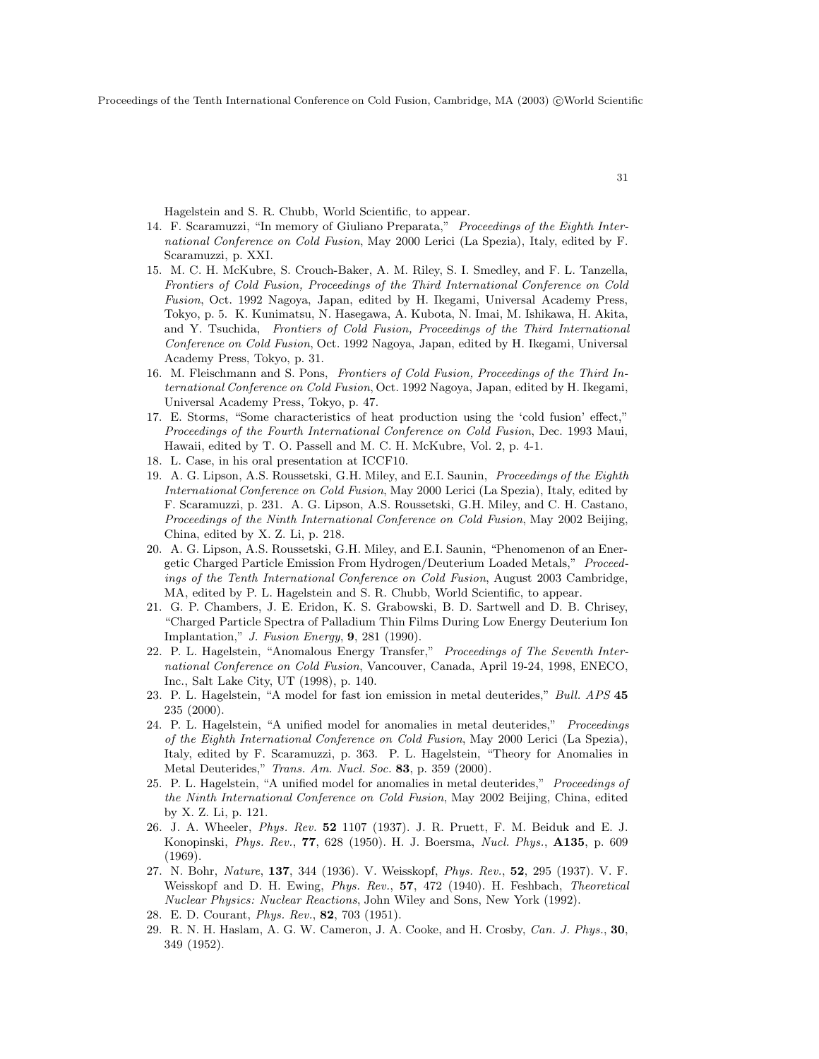Hagelstein and S. R. Chubb, World Scientific, to appear.

14. F. Scaramuzzi, "In memory of Giuliano Preparata," *Proceedings of the Eighth International Conference on Cold Fusion*, May 2000 Lerici (La Spezia), Italy, edited by F. Scaramuzzi, p. XXI.
15. M. C. H. McKubre, S. Crouch-Baker, A. M. Riley, S. I. Smedley, and F. L. Tanzella, *Frontiers of Cold Fusion, Proceedings of the Third International Conference on Cold Fusion*, Oct. 1992 Nagoya, Japan, edited by H. Ikegami, Universal Academy Press, Tokyo, p. 5. K. Kunimatsu, N. Hasegawa, A. Kubota, N. Imai, M. Ishikawa, H. Akita, and Y. Tsuchida, *Frontiers of Cold Fusion, Proceedings of the Third International Conference on Cold Fusion*, Oct. 1992 Nagoya, Japan, edited by H. Ikegami, Universal Academy Press, Tokyo, p. 31.
16. M. Fleischmann and S. Pons, *Frontiers of Cold Fusion, Proceedings of the Third International Conference on Cold Fusion*, Oct. 1992 Nagoya, Japan, edited by H. Ikegami, Universal Academy Press, Tokyo, p. 47.
17. E. Storms, "Some characteristics of heat production using the 'cold fusion' effect," *Proceedings of the Fourth International Conference on Cold Fusion*, Dec. 1993 Maui, Hawaii, edited by T. O. Passell and M. C. H. McKubre, Vol. 2, p. 4-1.
18. L. Case, in his oral presentation at ICCF10.
19. A. G. Lipson, A.S. Roussetski, G.H. Miley, and E.I. Saunin, *Proceedings of the Eighth International Conference on Cold Fusion*, May 2000 Lerici (La Spezia), Italy, edited by F. Scaramuzzi, p. 231. A. G. Lipson, A.S. Roussetski, G.H. Miley, and C. H. Castano, *Proceedings of the Ninth International Conference on Cold Fusion*, May 2002 Beijing, China, edited by X. Z. Li, p. 218.
20. A. G. Lipson, A.S. Roussetski, G.H. Miley, and E.I. Saunin, "Phenomenon of an Energetic Charged Particle Emission From Hydrogen/Deuterium Loaded Metals," *Proceedings of the Tenth International Conference on Cold Fusion*, August 2003 Cambridge, MA, edited by P. L. Hagelstein and S. R. Chubb, World Scientific, to appear.
21. G. P. Chambers, J. E. Eridon, K. S. Grabowski, B. D. Sartwell and D. B. Chrisey, "Charged Particle Spectra of Palladium Thin Films During Low Energy Deuterium Ion Implantation," *J. Fusion Energy*, **9**, 281 (1990).
22. P. L. Hagelstein, "Anomalous Energy Transfer," *Proceedings of The Seventh International Conference on Cold Fusion*, Vancouver, Canada, April 19-24, 1998, ENECO, Inc., Salt Lake City, UT (1998), p. 140.
23. P. L. Hagelstein, "A model for fast ion emission in metal deuterides," *Bull. APS* **45** 235 (2000).
24. P. L. Hagelstein, "A unified model for anomalies in metal deuterides," *Proceedings of the Eighth International Conference on Cold Fusion*, May 2000 Lerici (La Spezia), Italy, edited by F. Scaramuzzi, p. 363. P. L. Hagelstein, "Theory for Anomalies in Metal Deuterides," *Trans. Am. Nucl. Soc.* **83**, p. 359 (2000).
25. P. L. Hagelstein, "A unified model for anomalies in metal deuterides," *Proceedings of the Ninth International Conference on Cold Fusion*, May 2002 Beijing, China, edited by X. Z. Li, p. 121.
26. J. A. Wheeler, *Phys. Rev.* **52** 1107 (1937). J. R. Pruett, F. M. Beiduk and E. J. Konopinski, *Phys. Rev.*, **77**, 628 (1950). H. J. Boersma, *Nucl. Phys.*, **A135**, p. 609 (1969).
27. N. Bohr, *Nature*, **137**, 344 (1936). V. Weisskopf, *Phys. Rev.*, **52**, 295 (1937). V. F. Weisskopf and D. H. Ewing, *Phys. Rev.*, **57**, 472 (1940). H. Feshbach, *Theoretical Nuclear Physics: Nuclear Reactions*, John Wiley and Sons, New York (1992).
28. E. D. Courant, *Phys. Rev.*, **82**, 703 (1951).
29. R. N. H. Haslam, A. G. W. Cameron, J. A. Cooke, and H. Crosby, *Can. J. Phys.*, **30**, 349 (1952).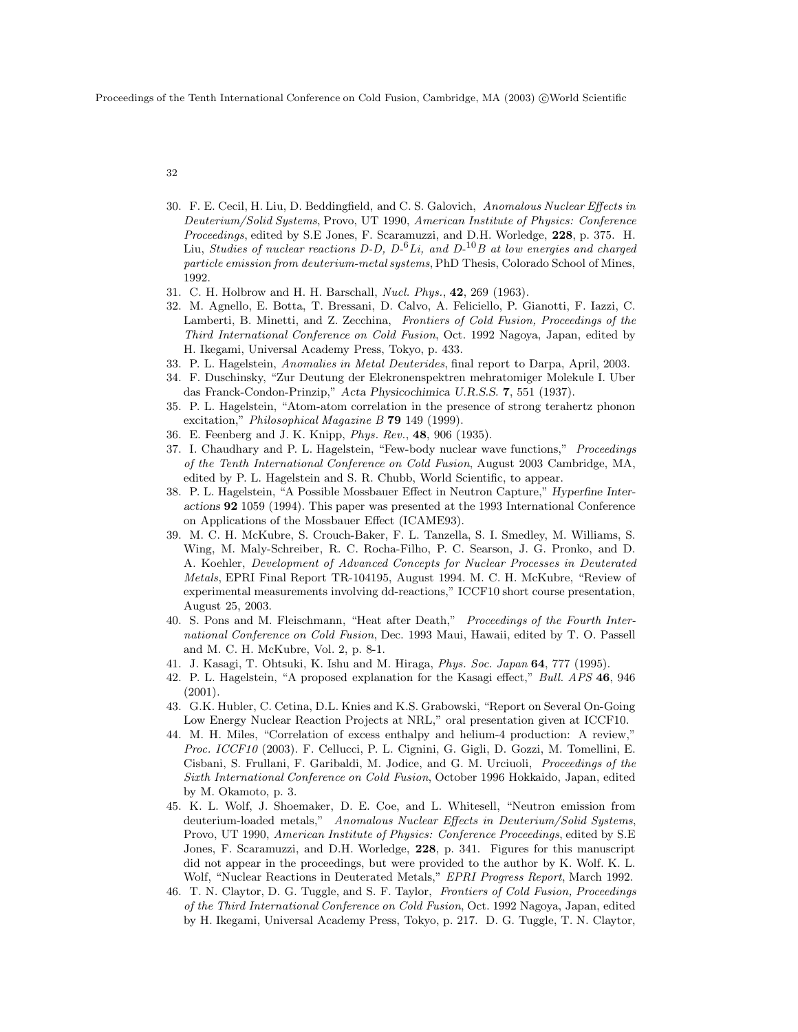30. F. E. Cecil, H. Liu, D. Beddingfield, and C. S. Galovich, *Anomalous Nuclear Effects in Deuterium/Solid Systems*, Provo, UT 1990, *American Institute of Physics: Conference Proceedings*, edited by S.E Jones, F. Scaramuzzi, and D.H. Worledge, **228**, p. 375. H. Liu, *Studies of nuclear reactions D-D, D-$^6$Li, and D-$^{10}$B at low energies and charged particle emission from deuterium-metal systems*, PhD Thesis, Colorado School of Mines, 1992.
31. C. H. Holbrow and H. H. Barschall, *Nucl. Phys.*, **42**, 269 (1963).
32. M. Agnello, E. Botta, T. Bressani, D. Calvo, A. Feliciello, P. Gianotti, F. Iazzi, C. Lamberti, B. Minetti, and Z. Zecchina, *Frontiers of Cold Fusion, Proceedings of the Third International Conference on Cold Fusion*, Oct. 1992 Nagoya, Japan, edited by H. Ikegami, Universal Academy Press, Tokyo, p. 433.
33. P. L. Hagelstein, *Anomalies in Metal Deuterides*, final report to Darpa, April, 2003.
34. F. Duschinsky, "Zur Deutung der Elekronenspektren mehratomiger Molekule I. Uber das Franck-Condon-Prinzip," *Acta Physicochimica U.R.S.S.* **7**, 551 (1937).
35. P. L. Hagelstein, "Atom-atom correlation in the presence of strong terahertz phonon excitation," *Philosophical Magazine B* **79** 149 (1999).
36. E. Feenberg and J. K. Knipp, *Phys. Rev.*, **48**, 906 (1935).
37. I. Chaudhary and P. L. Hagelstein, "Few-body nuclear wave functions," *Proceedings of the Tenth International Conference on Cold Fusion*, August 2003 Cambridge, MA, edited by P. L. Hagelstein and S. R. Chubb, World Scientific, to appear.
38. P. L. Hagelstein, "A Possible Mossbauer Effect in Neutron Capture," *Hyperfine Interactions* **92** 1059 (1994). This paper was presented at the 1993 International Conference on Applications of the Mossbauer Effect (ICAME93).
39. M. C. H. McKubre, S. Crouch-Baker, F. L. Tanzella, S. I. Smedley, M. Williams, S. Wing, M. Maly-Schreiber, R. C. Rocha-Filho, P. C. Searson, J. G. Pronko, and D. A. Koehler, *Development of Advanced Concepts for Nuclear Processes in Deuterated Metals*, EPRI Final Report TR-104195, August 1994. M. C. H. McKubre, "Review of experimental measurements involving dd-reactions," ICCF10 short course presentation, August 25, 2003.
40. S. Pons and M. Fleischmann, "Heat after Death," *Proceedings of the Fourth International Conference on Cold Fusion*, Dec. 1993 Maui, Hawaii, edited by T. O. Passell and M. C. H. McKubre, Vol. 2, p. 8-1.
41. J. Kasagi, T. Ohtsuki, K. Ishu and M. Hiraga, *Phys. Soc. Japan* **64**, 777 (1995).
42. P. L. Hagelstein, "A proposed explanation for the Kasagi effect," *Bull. APS* **46**, 946 (2001).
43. G.K. Hubler, C. Cetina, D.L. Knies and K.S. Grabowski, "Report on Several On-Going Low Energy Nuclear Reaction Projects at NRL," oral presentation given at ICCF10.
44. M. H. Miles, "Correlation of excess enthalpy and helium-4 production: A review," *Proc. ICCF10* (2003). F. Cellucci, P. L. Cignini, G. Gigli, D. Gozzi, M. Tomellini, E. Cisbani, S. Frullani, F. Garibaldi, M. Jodice, and G. M. Urciuoli, *Proceedings of the Sixth International Conference on Cold Fusion*, October 1996 Hokkaido, Japan, edited by M. Okamoto, p. 3.
45. K. L. Wolf, J. Shoemaker, D. E. Coe, and L. Whitesell, "Neutron emission from deuterium-loaded metals," *Anomalous Nuclear Effects in Deuterium/Solid Systems*, Provo, UT 1990, *American Institute of Physics: Conference Proceedings*, edited by S.E Jones, F. Scaramuzzi, and D.H. Worledge, **228**, p. 341. Figures for this manuscript did not appear in the proceedings, but were provided to the author by K. Wolf. K. L. Wolf, "Nuclear Reactions in Deuterated Metals," *EPRI Progress Report*, March 1992.
46. T. N. Claytor, D. G. Tuggle, and S. F. Taylor, *Frontiers of Cold Fusion, Proceedings of the Third International Conference on Cold Fusion*, Oct. 1992 Nagoya, Japan, edited by H. Ikegami, Universal Academy Press, Tokyo, p. 217. D. G. Tuggle, T. N. Claytor,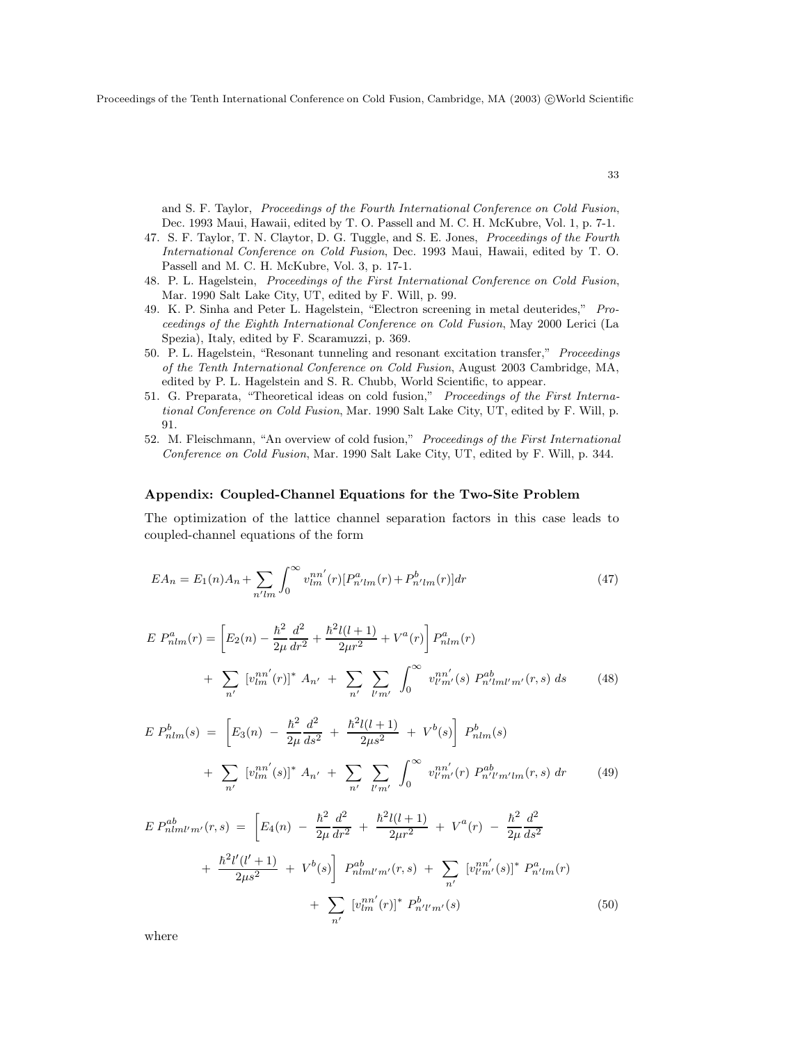and S. F. Taylor, *Proceedings of the Fourth International Conference on Cold Fusion*, Dec. 1993 Maui, Hawaii, edited by T. O. Passell and M. C. H. McKubre, Vol. 1, p. 7-1.

47. S. F. Taylor, T. N. Claytor, D. G. Tuggle, and S. E. Jones, *Proceedings of the Fourth International Conference on Cold Fusion*, Dec. 1993 Maui, Hawaii, edited by T. O. Passell and M. C. H. McKubre, Vol. 3, p. 17-1.
48. P. L. Hagelstein, *Proceedings of the First International Conference on Cold Fusion*, Mar. 1990 Salt Lake City, UT, edited by F. Will, p. 99.
49. K. P. Sinha and Peter L. Hagelstein, "Electron screening in metal deuterides," *Proceedings of the Eighth International Conference on Cold Fusion*, May 2000 Lerici (La Spezia), Italy, edited by F. Scaramuzzi, p. 369.
50. P. L. Hagelstein, "Resonant tunneling and resonant excitation transfer," *Proceedings of the Tenth International Conference on Cold Fusion*, August 2003 Cambridge, MA, edited by P. L. Hagelstein and S. R. Chubb, World Scientific, to appear.
51. G. Preparata, "Theoretical ideas on cold fusion," *Proceedings of the First International Conference on Cold Fusion*, Mar. 1990 Salt Lake City, UT, edited by F. Will, p. 91.
52. M. Fleischmann, "An overview of cold fusion," *Proceedings of the First International Conference on Cold Fusion*, Mar. 1990 Salt Lake City, UT, edited by F. Will, p. 344.

## Appendix: Coupled-Channel Equations for the Two-Site Problem

The optimization of the lattice channel separation factors in this case leads to coupled-channel equations of the form

$$EA_n = E_1(n)A_n + \sum_{n'lm} \int_0^\infty v_{lm}^{nn'}(r)[P_{n'lm}^a(r) + P_{n'lm}^b(r)]dr \tag{47}$$

$$\begin{aligned} E\ P_{nlm}^a(r) = & \left[E_2(n) - \frac{\hbar^2}{2\mu}\frac{d^2}{dr^2} + \frac{\hbar^2 l(l+1)}{2\mu r^2} + V^a(r)\right] P_{nlm}^a(r) \\ & + \sum_{n'} [v_{lm}^{nn'}(r)]^* A_{n'} + \sum_{n'} \sum_{l'm'} \int_0^\infty v_{l'm'}^{nn'}(s)\ P_{n'lml'm'}^{ab}(r,s)\ ds \end{aligned} \tag{48}$$

$$\begin{aligned} E\ P_{nlm}^b(s) = & \left[E_3(n) - \frac{\hbar^2}{2\mu}\frac{d^2}{ds^2} + \frac{\hbar^2 l(l+1)}{2\mu s^2} + V^b(s)\right] P_{nlm}^b(s) \\ & + \sum_{n'} [v_{lm}^{nn'}(s)]^* A_{n'} + \sum_{n'} \sum_{l'm'} \int_0^\infty v_{l'm'}^{nn'}(r)\ P_{n'l'm'lm}^{ab}(r,s)\ dr \end{aligned} \tag{49}$$

$$\begin{aligned} E\ P_{nlml'm'}^{ab}(r,s) = & \left[E_4(n) - \frac{\hbar^2}{2\mu}\frac{d^2}{dr^2} + \frac{\hbar^2 l(l+1)}{2\mu r^2} + V^a(r) - \frac{\hbar^2}{2\mu}\frac{d^2}{ds^2} \right. \\ & \left. + \frac{\hbar^2 l'(l'+1)}{2\mu s^2} + V^b(s)\right] P_{nlml'm'}^{ab}(r,s) + \sum_{n'} [v_{l'm'}^{nn'}(s)]^*\ P_{n'lm}^a(r) \\ & + \sum_{n'} [v_{lm}^{nn'}(r)]^*\ P_{n'l'm'}^b(s) \end{aligned} \tag{50}$$

where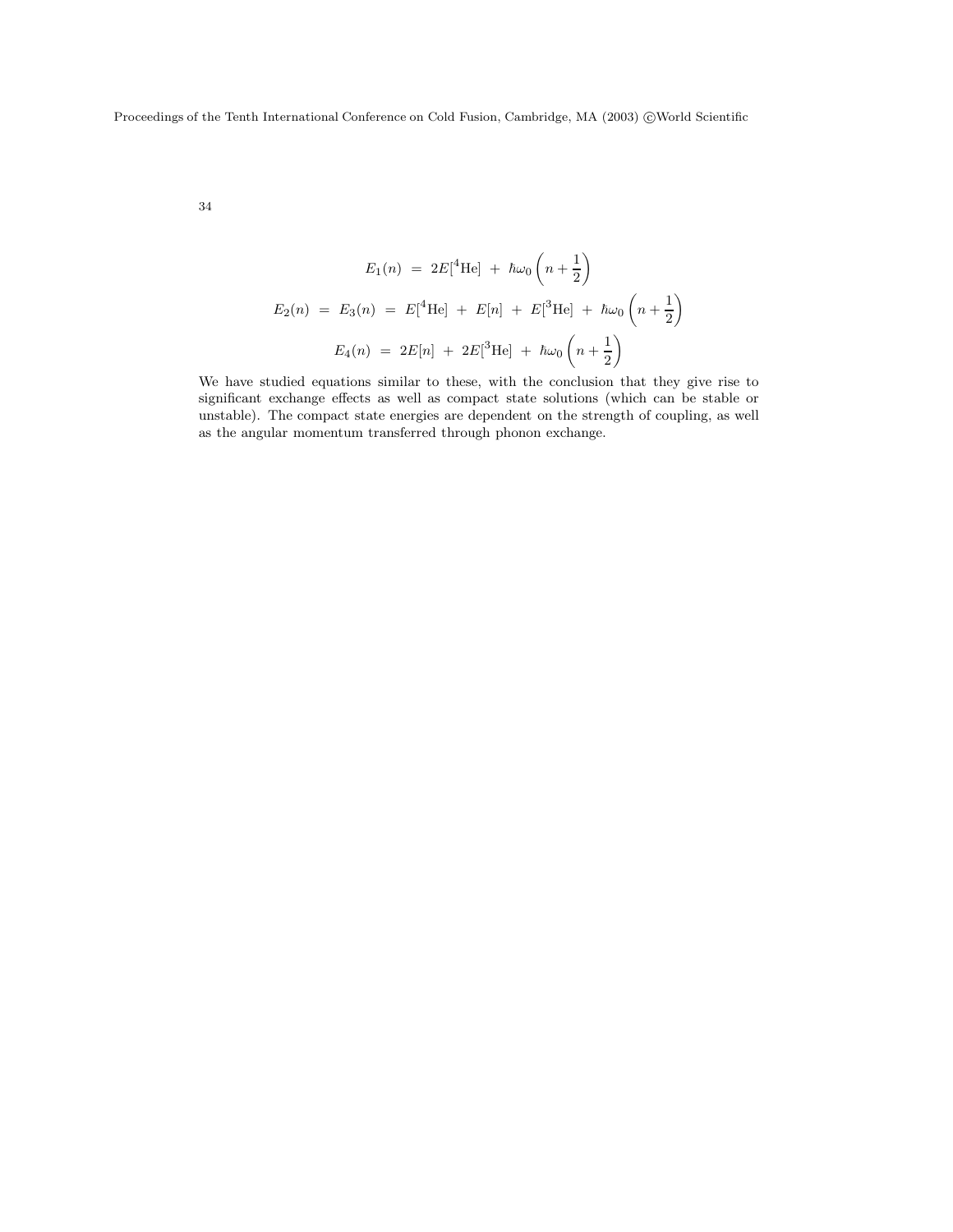$$E_1(n) = 2E[^4\text{He}] + \hbar\omega_0 \left(n + \frac{1}{2}\right)$$

$$E_2(n) = E_3(n) = E[^4\text{He}] + E[n] + E[^3\text{He}] + \hbar\omega_0 \left(n + \frac{1}{2}\right)$$

$$E_4(n) = 2E[n] + 2E[^3\text{He}] + \hbar\omega_0 \left(n + \frac{1}{2}\right)$$

We have studied equations similar to these, with the conclusion that they give rise to significant exchange effects as well as compact state solutions (which can be stable or unstable). The compact state energies are dependent on the strength of coupling, as well as the angular momentum transferred through phonon exchange.